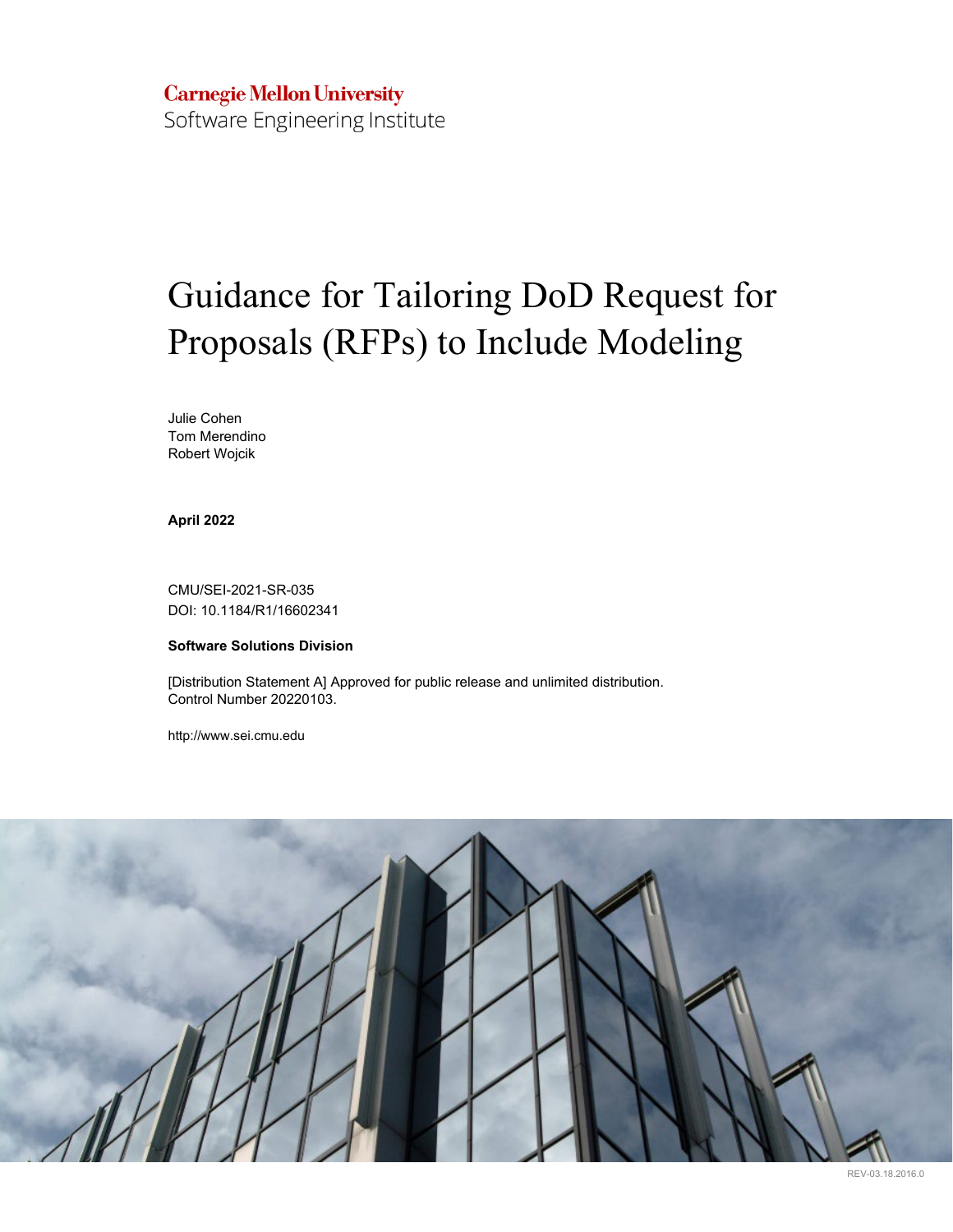Carnegie Mellon University
Software Engineering Institute

# Guidance for Tailoring DoD Request for Proposals (RFPs) to Include Modeling

Julie Cohen
Tom Merendino
Robert Wojcik

**April 2022**

CMU/SEI-2021-SR-035
DOI: 10.1184/R1/16602341

**Software Solutions Division**

[Distribution Statement A] Approved for public release and unlimited distribution.
Control Number 20220103.

http://www.sei.cmu.edu

REV-03.18.2016.0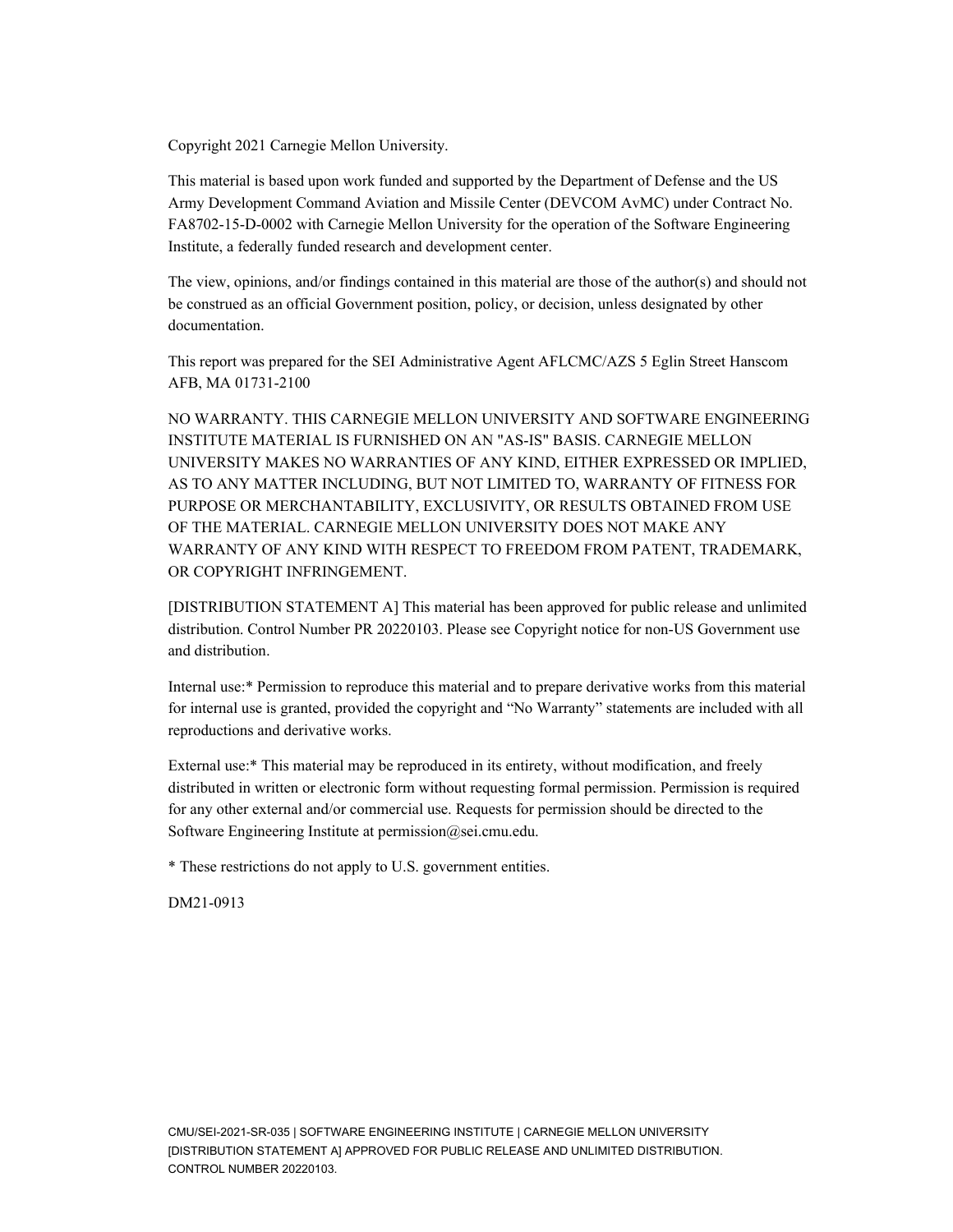Copyright 2021 Carnegie Mellon University.

This material is based upon work funded and supported by the Department of Defense and the US Army Development Command Aviation and Missile Center (DEVCOM AvMC) under Contract No. FA8702-15-D-0002 with Carnegie Mellon University for the operation of the Software Engineering Institute, a federally funded research and development center.

The view, opinions, and/or findings contained in this material are those of the author(s) and should not be construed as an official Government position, policy, or decision, unless designated by other documentation.

This report was prepared for the SEI Administrative Agent AFLCMC/AZS 5 Eglin Street Hanscom AFB, MA 01731-2100

NO WARRANTY. THIS CARNEGIE MELLON UNIVERSITY AND SOFTWARE ENGINEERING INSTITUTE MATERIAL IS FURNISHED ON AN "AS-IS" BASIS. CARNEGIE MELLON UNIVERSITY MAKES NO WARRANTIES OF ANY KIND, EITHER EXPRESSED OR IMPLIED, AS TO ANY MATTER INCLUDING, BUT NOT LIMITED TO, WARRANTY OF FITNESS FOR PURPOSE OR MERCHANTABILITY, EXCLUSIVITY, OR RESULTS OBTAINED FROM USE OF THE MATERIAL. CARNEGIE MELLON UNIVERSITY DOES NOT MAKE ANY WARRANTY OF ANY KIND WITH RESPECT TO FREEDOM FROM PATENT, TRADEMARK, OR COPYRIGHT INFRINGEMENT.

[DISTRIBUTION STATEMENT A] This material has been approved for public release and unlimited distribution. Control Number PR 20220103. Please see Copyright notice for non-US Government use and distribution.

Internal use:* Permission to reproduce this material and to prepare derivative works from this material for internal use is granted, provided the copyright and "No Warranty" statements are included with all reproductions and derivative works.

External use:* This material may be reproduced in its entirety, without modification, and freely distributed in written or electronic form without requesting formal permission. Permission is required for any other external and/or commercial use. Requests for permission should be directed to the Software Engineering Institute at permission@sei.cmu.edu.

* These restrictions do not apply to U.S. government entities.

DM21-0913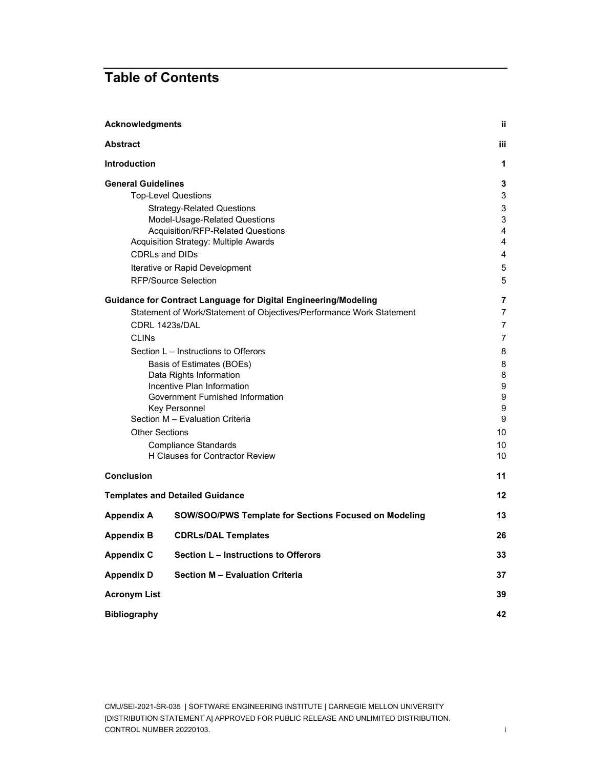# Table of Contents

| | |
|---|---|
| **Acknowledgments** | **ii** |
| **Abstract** | **iii** |
| **Introduction** | **1** |
| **General Guidelines** | **3** |
| Top-Level Questions | 3 |
| Strategy-Related Questions | 3 |
| Model-Usage-Related Questions | 3 |
| Acquisition/RFP-Related Questions | 4 |
| Acquisition Strategy: Multiple Awards | 4 |
| CDRLs and DIDs | 4 |
| Iterative or Rapid Development | 5 |
| RFP/Source Selection | 5 |
| **Guidance for Contract Language for Digital Engineering/Modeling** | **7** |
| Statement of Work/Statement of Objectives/Performance Work Statement | 7 |
| CDRL 1423s/DAL | 7 |
| CLINs | 7 |
| Section L – Instructions to Offerors | 8 |
| Basis of Estimates (BOEs) | 8 |
| Data Rights Information | 8 |
| Incentive Plan Information | 9 |
| Government Furnished Information | 9 |
| Key Personnel | 9 |
| Section M – Evaluation Criteria | 9 |
| Other Sections | 10 |
| Compliance Standards | 10 |
| H Clauses for Contractor Review | 10 |
| **Conclusion** | **11** |
| **Templates and Detailed Guidance** | **12** |
| **Appendix A SOW/SOO/PWS Template for Sections Focused on Modeling** | **13** |
| **Appendix B CDRLs/DAL Templates** | **26** |
| **Appendix C Section L – Instructions to Offerors** | **33** |
| **Appendix D Section M – Evaluation Criteria** | **37** |
| **Acronym List** | **39** |
| **Bibliography** | **42** |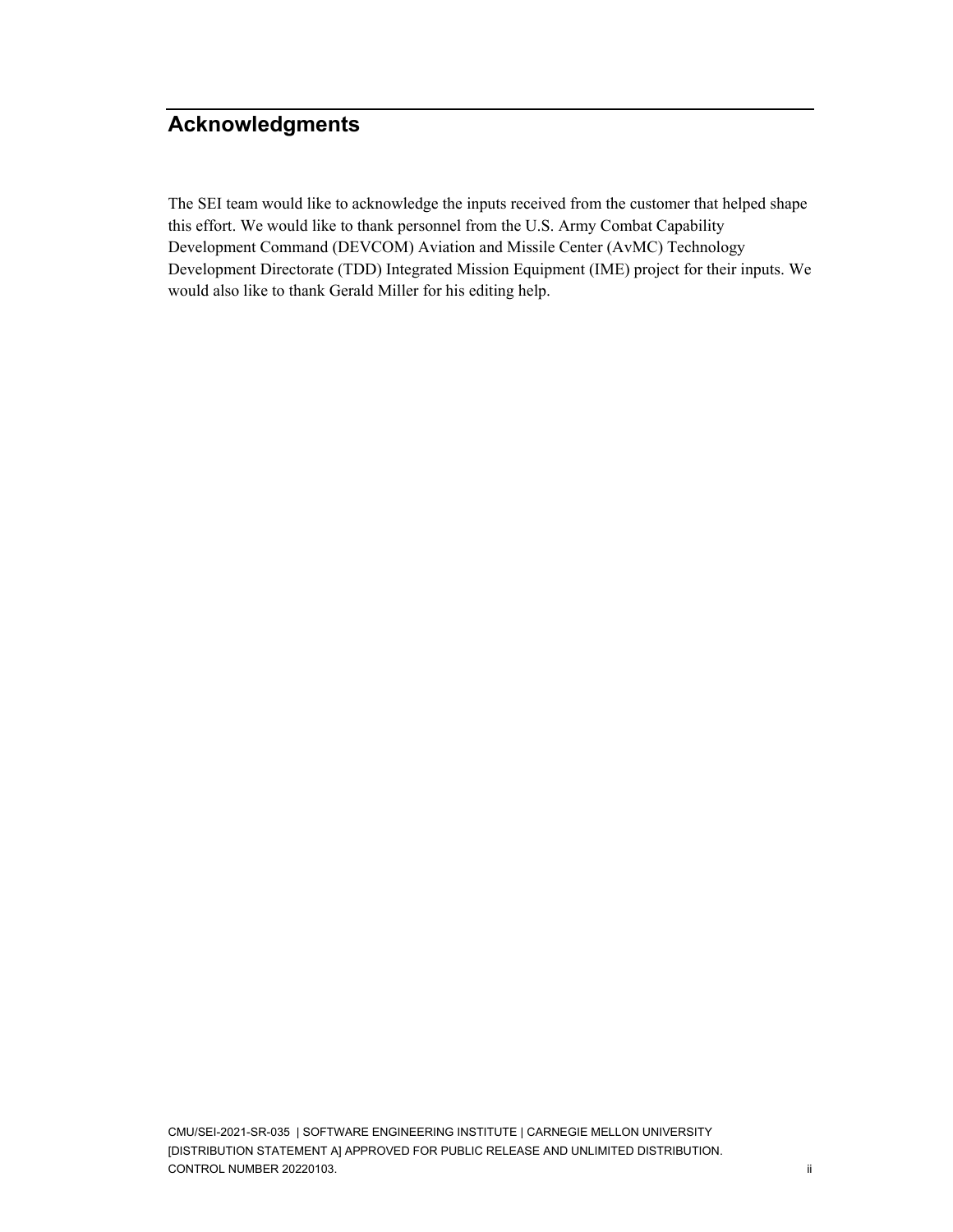# Acknowledgments

The SEI team would like to acknowledge the inputs received from the customer that helped shape this effort. We would like to thank personnel from the U.S. Army Combat Capability Development Command (DEVCOM) Aviation and Missile Center (AvMC) Technology Development Directorate (TDD) Integrated Mission Equipment (IME) project for their inputs. We would also like to thank Gerald Miller for his editing help.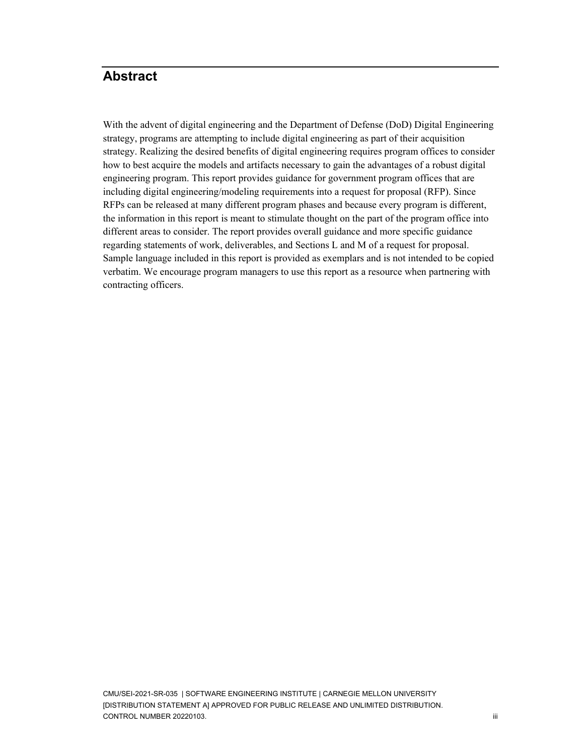# Abstract

With the advent of digital engineering and the Department of Defense (DoD) Digital Engineering strategy, programs are attempting to include digital engineering as part of their acquisition strategy. Realizing the desired benefits of digital engineering requires program offices to consider how to best acquire the models and artifacts necessary to gain the advantages of a robust digital engineering program. This report provides guidance for government program offices that are including digital engineering/modeling requirements into a request for proposal (RFP). Since RFPs can be released at many different program phases and because every program is different, the information in this report is meant to stimulate thought on the part of the program office into different areas to consider. The report provides overall guidance and more specific guidance regarding statements of work, deliverables, and Sections L and M of a request for proposal. Sample language included in this report is provided as exemplars and is not intended to be copied verbatim. We encourage program managers to use this report as a resource when partnering with contracting officers.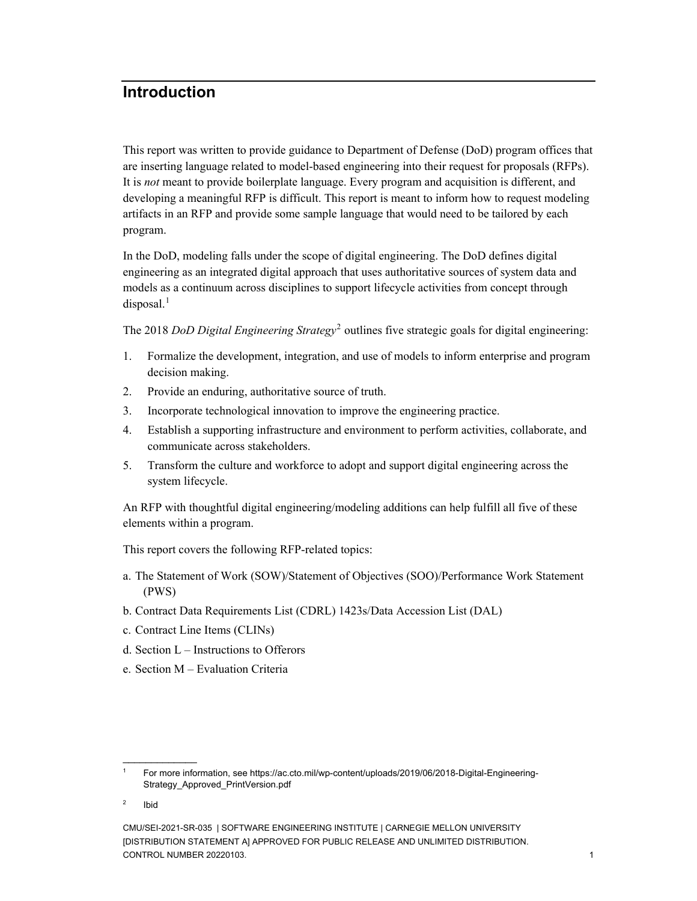# Introduction

This report was written to provide guidance to Department of Defense (DoD) program offices that are inserting language related to model-based engineering into their request for proposals (RFPs). It is *not* meant to provide boilerplate language. Every program and acquisition is different, and developing a meaningful RFP is difficult. This report is meant to inform how to request modeling artifacts in an RFP and provide some sample language that would need to be tailored by each program.

In the DoD, modeling falls under the scope of digital engineering. The DoD defines digital engineering as an integrated digital approach that uses authoritative sources of system data and models as a continuum across disciplines to support lifecycle activities from concept through disposal.[1]

The 2018 *DoD Digital Engineering Strategy*[2] outlines five strategic goals for digital engineering:

1. Formalize the development, integration, and use of models to inform enterprise and program decision making.
2. Provide an enduring, authoritative source of truth.
3. Incorporate technological innovation to improve the engineering practice.
4. Establish a supporting infrastructure and environment to perform activities, collaborate, and communicate across stakeholders.
5. Transform the culture and workforce to adopt and support digital engineering across the system lifecycle.

An RFP with thoughtful digital engineering/modeling additions can help fulfill all five of these elements within a program.

This report covers the following RFP-related topics:

a. The Statement of Work (SOW)/Statement of Objectives (SOO)/Performance Work Statement (PWS)

b. Contract Data Requirements List (CDRL) 1423s/Data Accession List (DAL)

c. Contract Line Items (CLINs)

d. Section L – Instructions to Offerors

e. Section M – Evaluation Criteria

---

[1] For more information, see https://ac.cto.mil/wp-content/uploads/2019/06/2018-Digital-Engineering-Strategy_Approved_PrintVersion.pdf

[2] Ibid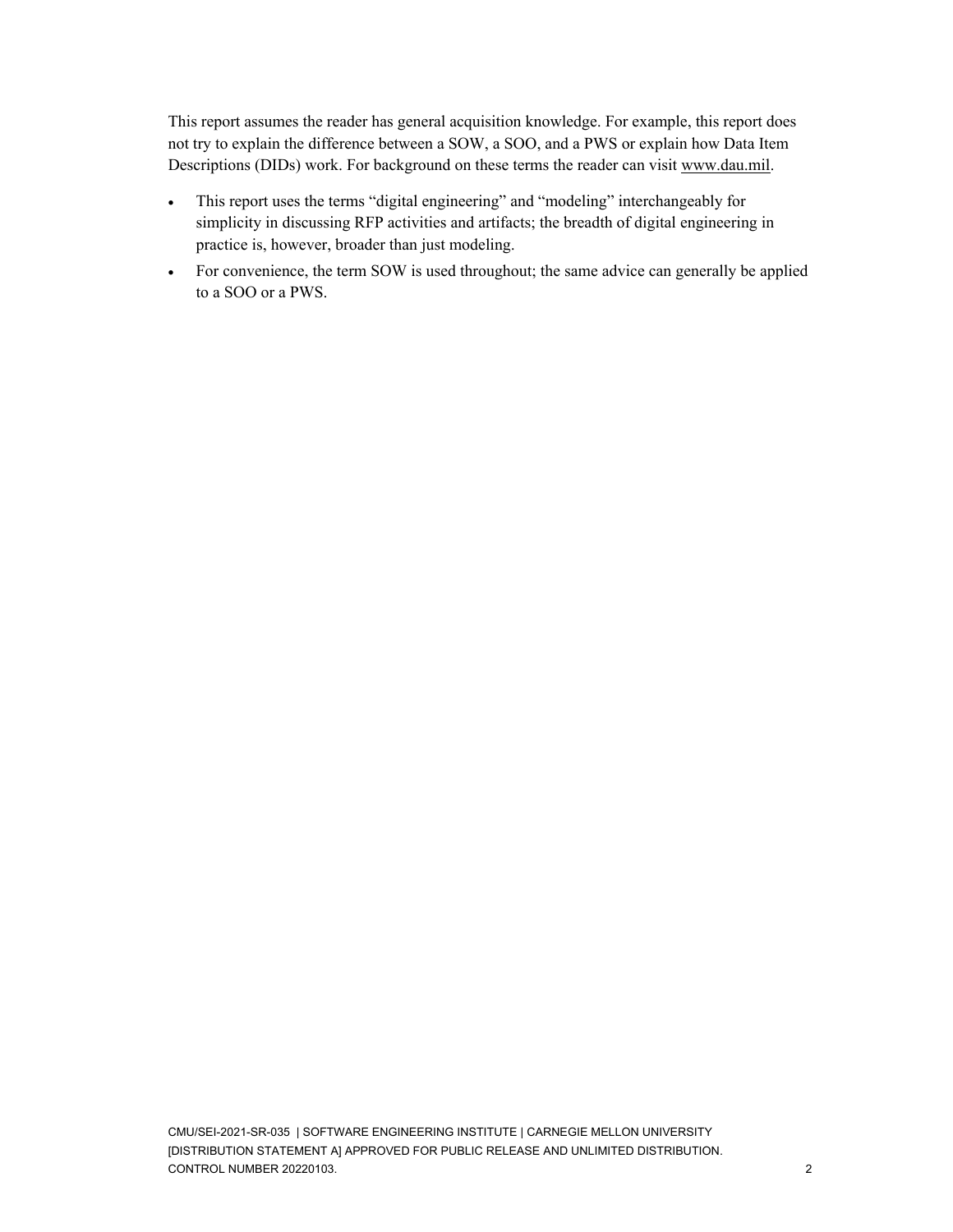This report assumes the reader has general acquisition knowledge. For example, this report does not try to explain the difference between a SOW, a SOO, and a PWS or explain how Data Item Descriptions (DIDs) work. For background on these terms the reader can visit www.dau.mil.

- This report uses the terms "digital engineering" and "modeling" interchangeably for simplicity in discussing RFP activities and artifacts; the breadth of digital engineering in practice is, however, broader than just modeling.
- For convenience, the term SOW is used throughout; the same advice can generally be applied to a SOO or a PWS.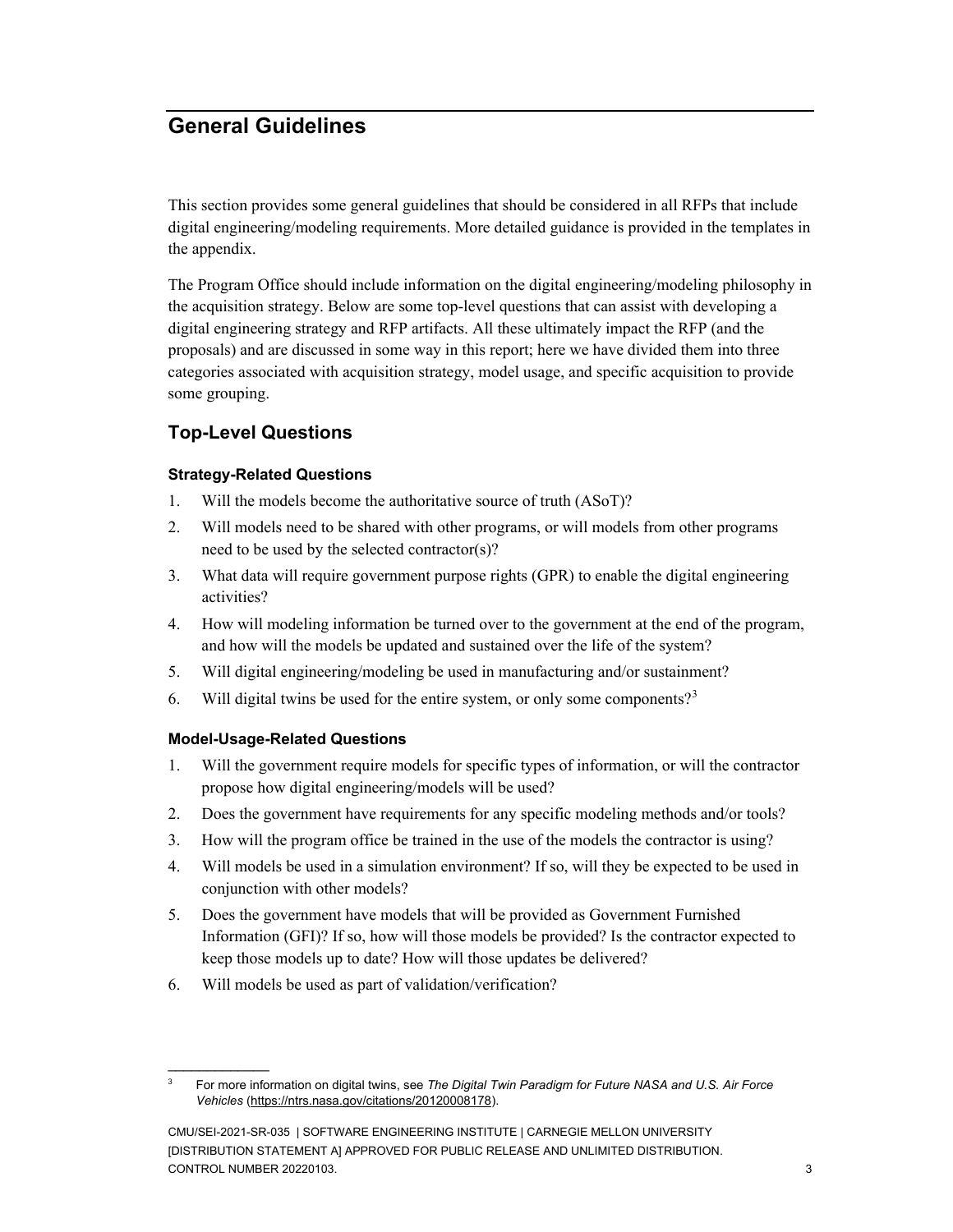# General Guidelines

This section provides some general guidelines that should be considered in all RFPs that include digital engineering/modeling requirements. More detailed guidance is provided in the templates in the appendix.

The Program Office should include information on the digital engineering/modeling philosophy in the acquisition strategy. Below are some top-level questions that can assist with developing a digital engineering strategy and RFP artifacts. All these ultimately impact the RFP (and the proposals) and are discussed in some way in this report; here we have divided them into three categories associated with acquisition strategy, model usage, and specific acquisition to provide some grouping.

## Top-Level Questions

### Strategy-Related Questions

1. Will the models become the authoritative source of truth (ASoT)?
2. Will models need to be shared with other programs, or will models from other programs need to be used by the selected contractor(s)?
3. What data will require government purpose rights (GPR) to enable the digital engineering activities?
4. How will modeling information be turned over to the government at the end of the program, and how will the models be updated and sustained over the life of the system?
5. Will digital engineering/modeling be used in manufacturing and/or sustainment?
6. Will digital twins be used for the entire system, or only some components?[3]

### Model-Usage-Related Questions

1. Will the government require models for specific types of information, or will the contractor propose how digital engineering/models will be used?
2. Does the government have requirements for any specific modeling methods and/or tools?
3. How will the program office be trained in the use of the models the contractor is using?
4. Will models be used in a simulation environment? If so, will they be expected to be used in conjunction with other models?
5. Does the government have models that will be provided as Government Furnished Information (GFI)? If so, how will those models be provided? Is the contractor expected to keep those models up to date? How will those updates be delivered?
6. Will models be used as part of validation/verification?

---

[3] For more information on digital twins, see *The Digital Twin Paradigm for Future NASA and U.S. Air Force Vehicles* (https://ntrs.nasa.gov/citations/20120008178).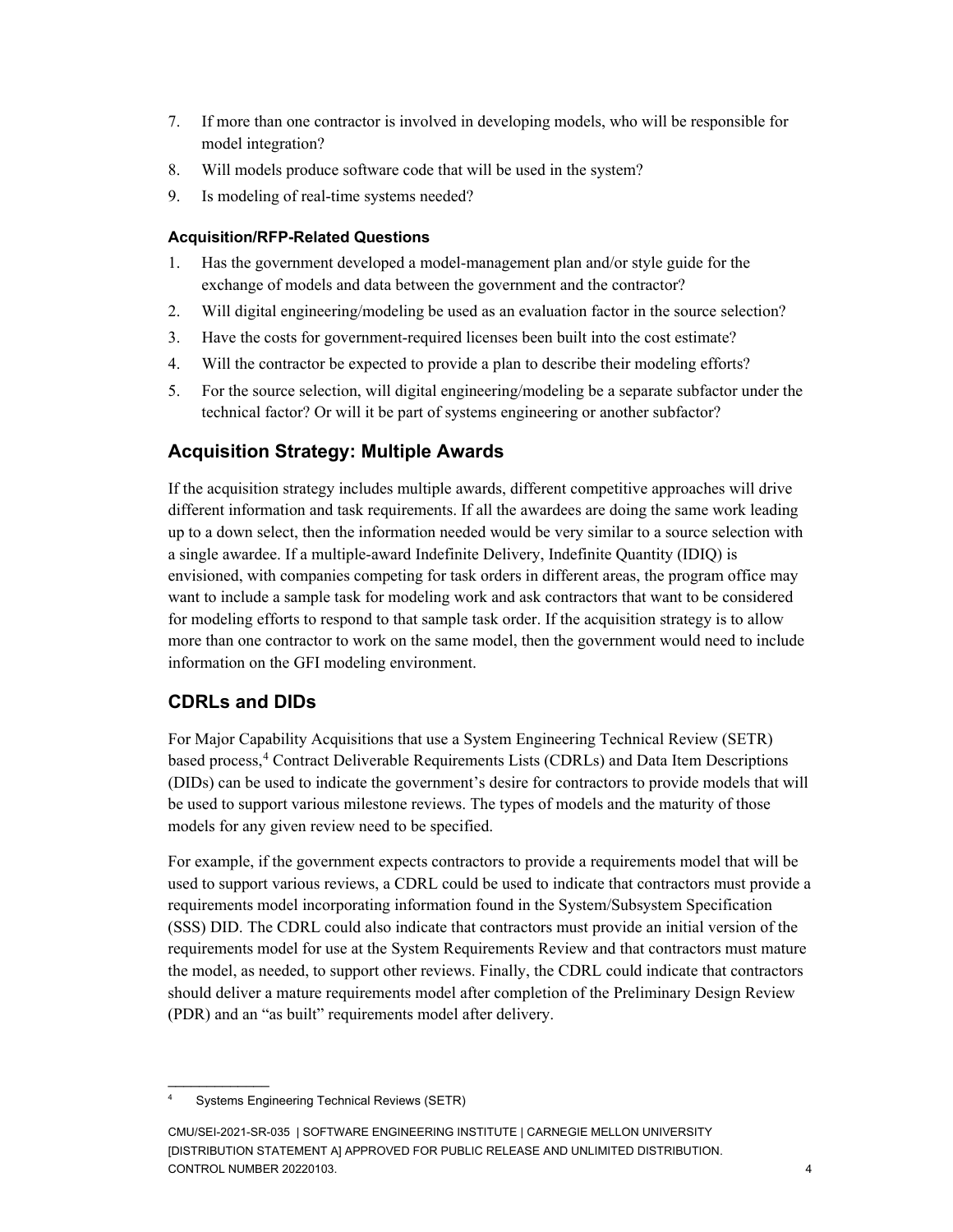7. If more than one contractor is involved in developing models, who will be responsible for model integration?
8. Will models produce software code that will be used in the system?
9. Is modeling of real-time systems needed?

#### Acquisition/RFP-Related Questions

1. Has the government developed a model-management plan and/or style guide for the exchange of models and data between the government and the contractor?
2. Will digital engineering/modeling be used as an evaluation factor in the source selection?
3. Have the costs for government-required licenses been built into the cost estimate?
4. Will the contractor be expected to provide a plan to describe their modeling efforts?
5. For the source selection, will digital engineering/modeling be a separate subfactor under the technical factor? Or will it be part of systems engineering or another subfactor?

## Acquisition Strategy: Multiple Awards

If the acquisition strategy includes multiple awards, different competitive approaches will drive different information and task requirements. If all the awardees are doing the same work leading up to a down select, then the information needed would be very similar to a source selection with a single awardee. If a multiple-award Indefinite Delivery, Indefinite Quantity (IDIQ) is envisioned, with companies competing for task orders in different areas, the program office may want to include a sample task for modeling work and ask contractors that want to be considered for modeling efforts to respond to that sample task order. If the acquisition strategy is to allow more than one contractor to work on the same model, then the government would need to include information on the GFI modeling environment.

## CDRLs and DIDs

For Major Capability Acquisitions that use a System Engineering Technical Review (SETR) based process,[4] Contract Deliverable Requirements Lists (CDRLs) and Data Item Descriptions (DIDs) can be used to indicate the government's desire for contractors to provide models that will be used to support various milestone reviews. The types of models and the maturity of those models for any given review need to be specified.

For example, if the government expects contractors to provide a requirements model that will be used to support various reviews, a CDRL could be used to indicate that contractors must provide a requirements model incorporating information found in the System/Subsystem Specification (SSS) DID. The CDRL could also indicate that contractors must provide an initial version of the requirements model for use at the System Requirements Review and that contractors must mature the model, as needed, to support other reviews. Finally, the CDRL could indicate that contractors should deliver a mature requirements model after completion of the Preliminary Design Review (PDR) and an "as built" requirements model after delivery.

---

[4] Systems Engineering Technical Reviews (SETR)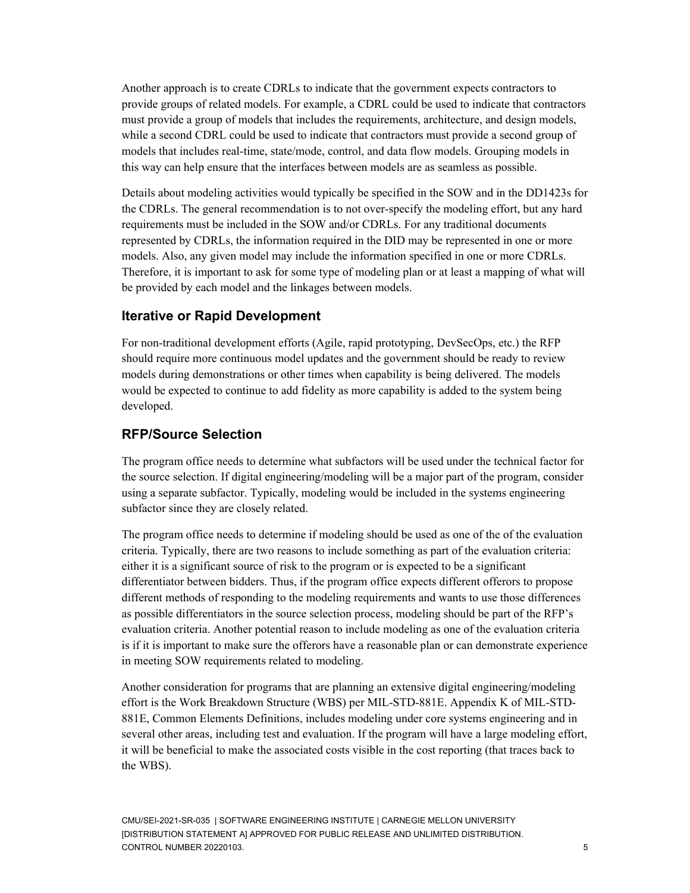Another approach is to create CDRLs to indicate that the government expects contractors to provide groups of related models. For example, a CDRL could be used to indicate that contractors must provide a group of models that includes the requirements, architecture, and design models, while a second CDRL could be used to indicate that contractors must provide a second group of models that includes real-time, state/mode, control, and data flow models. Grouping models in this way can help ensure that the interfaces between models are as seamless as possible.

Details about modeling activities would typically be specified in the SOW and in the DD1423s for the CDRLs. The general recommendation is to not over-specify the modeling effort, but any hard requirements must be included in the SOW and/or CDRLs. For any traditional documents represented by CDRLs, the information required in the DID may be represented in one or more models. Also, any given model may include the information specified in one or more CDRLs. Therefore, it is important to ask for some type of modeling plan or at least a mapping of what will be provided by each model and the linkages between models.

## Iterative or Rapid Development

For non-traditional development efforts (Agile, rapid prototyping, DevSecOps, etc.) the RFP should require more continuous model updates and the government should be ready to review models during demonstrations or other times when capability is being delivered. The models would be expected to continue to add fidelity as more capability is added to the system being developed.

## RFP/Source Selection

The program office needs to determine what subfactors will be used under the technical factor for the source selection. If digital engineering/modeling will be a major part of the program, consider using a separate subfactor. Typically, modeling would be included in the systems engineering subfactor since they are closely related.

The program office needs to determine if modeling should be used as one of the of the evaluation criteria. Typically, there are two reasons to include something as part of the evaluation criteria: either it is a significant source of risk to the program or is expected to be a significant differentiator between bidders. Thus, if the program office expects different offerors to propose different methods of responding to the modeling requirements and wants to use those differences as possible differentiators in the source selection process, modeling should be part of the RFP's evaluation criteria. Another potential reason to include modeling as one of the evaluation criteria is if it is important to make sure the offerors have a reasonable plan or can demonstrate experience in meeting SOW requirements related to modeling.

Another consideration for programs that are planning an extensive digital engineering/modeling effort is the Work Breakdown Structure (WBS) per MIL-STD-881E. Appendix K of MIL-STD-881E, Common Elements Definitions, includes modeling under core systems engineering and in several other areas, including test and evaluation. If the program will have a large modeling effort, it will be beneficial to make the associated costs visible in the cost reporting (that traces back to the WBS).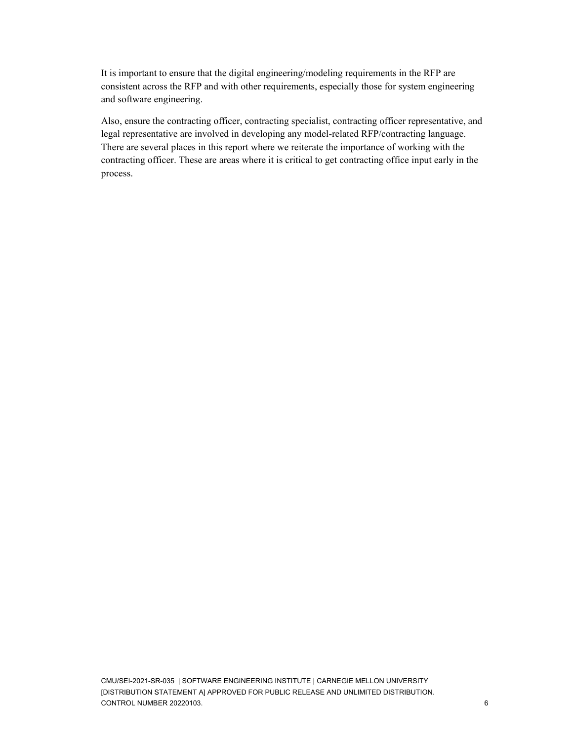It is important to ensure that the digital engineering/modeling requirements in the RFP are consistent across the RFP and with other requirements, especially those for system engineering and software engineering.

Also, ensure the contracting officer, contracting specialist, contracting officer representative, and legal representative are involved in developing any model-related RFP/contracting language. There are several places in this report where we reiterate the importance of working with the contracting officer. These are areas where it is critical to get contracting office input early in the process.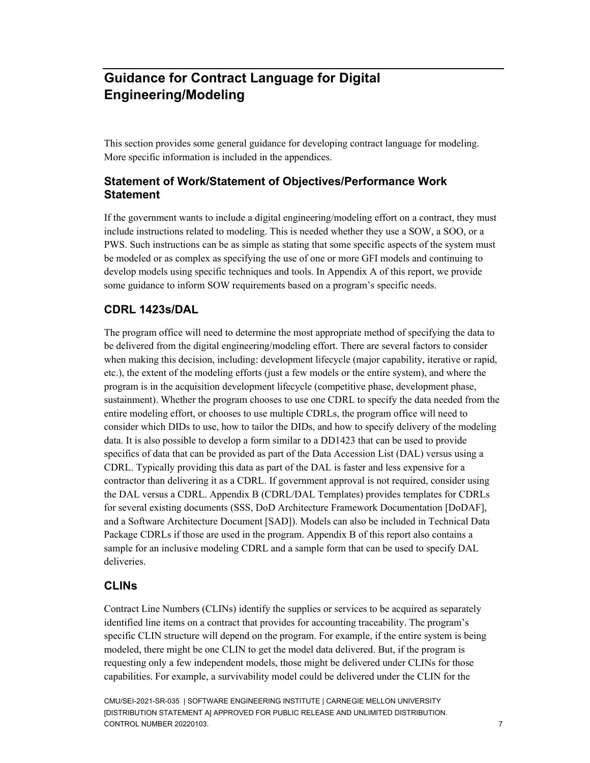# Guidance for Contract Language for Digital Engineering/Modeling

This section provides some general guidance for developing contract language for modeling. More specific information is included in the appendices.

## Statement of Work/Statement of Objectives/Performance Work Statement

If the government wants to include a digital engineering/modeling effort on a contract, they must include instructions related to modeling. This is needed whether they use a SOW, a SOO, or a PWS. Such instructions can be as simple as stating that some specific aspects of the system must be modeled or as complex as specifying the use of one or more GFI models and continuing to develop models using specific techniques and tools. In Appendix A of this report, we provide some guidance to inform SOW requirements based on a program's specific needs.

## CDRL 1423s/DAL

The program office will need to determine the most appropriate method of specifying the data to be delivered from the digital engineering/modeling effort. There are several factors to consider when making this decision, including: development lifecycle (major capability, iterative or rapid, etc.), the extent of the modeling efforts (just a few models or the entire system), and where the program is in the acquisition development lifecycle (competitive phase, development phase, sustainment). Whether the program chooses to use one CDRL to specify the data needed from the entire modeling effort, or chooses to use multiple CDRLs, the program office will need to consider which DIDs to use, how to tailor the DIDs, and how to specify delivery of the modeling data. It is also possible to develop a form similar to a DD1423 that can be used to provide specifics of data that can be provided as part of the Data Accession List (DAL) versus using a CDRL. Typically providing this data as part of the DAL is faster and less expensive for a contractor than delivering it as a CDRL. If government approval is not required, consider using the DAL versus a CDRL. Appendix B (CDRL/DAL Templates) provides templates for CDRLs for several existing documents (SSS, DoD Architecture Framework Documentation [DoDAF], and a Software Architecture Document [SAD]). Models can also be included in Technical Data Package CDRLs if those are used in the program. Appendix B of this report also contains a sample for an inclusive modeling CDRL and a sample form that can be used to specify DAL deliveries.

## CLINs

Contract Line Numbers (CLINs) identify the supplies or services to be acquired as separately identified line items on a contract that provides for accounting traceability. The program's specific CLIN structure will depend on the program. For example, if the entire system is being modeled, there might be one CLIN to get the model data delivered. But, if the program is requesting only a few independent models, those might be delivered under CLINs for those capabilities. For example, a survivability model could be delivered under the CLIN for the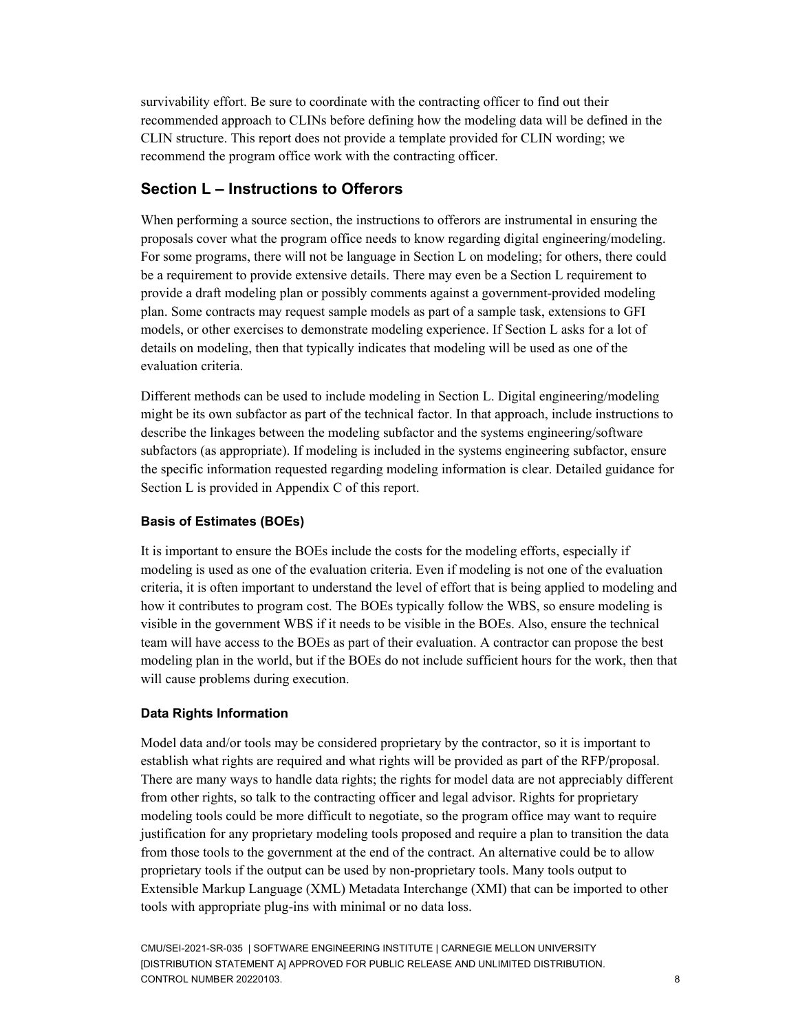survivability effort. Be sure to coordinate with the contracting officer to find out their recommended approach to CLINs before defining how the modeling data will be defined in the CLIN structure. This report does not provide a template provided for CLIN wording; we recommend the program office work with the contracting officer.

## Section L – Instructions to Offerors

When performing a source section, the instructions to offerors are instrumental in ensuring the proposals cover what the program office needs to know regarding digital engineering/modeling. For some programs, there will not be language in Section L on modeling; for others, there could be a requirement to provide extensive details. There may even be a Section L requirement to provide a draft modeling plan or possibly comments against a government-provided modeling plan. Some contracts may request sample models as part of a sample task, extensions to GFI models, or other exercises to demonstrate modeling experience. If Section L asks for a lot of details on modeling, then that typically indicates that modeling will be used as one of the evaluation criteria.

Different methods can be used to include modeling in Section L. Digital engineering/modeling might be its own subfactor as part of the technical factor. In that approach, include instructions to describe the linkages between the modeling subfactor and the systems engineering/software subfactors (as appropriate). If modeling is included in the systems engineering subfactor, ensure the specific information requested regarding modeling information is clear. Detailed guidance for Section L is provided in Appendix C of this report.

### Basis of Estimates (BOEs)

It is important to ensure the BOEs include the costs for the modeling efforts, especially if modeling is used as one of the evaluation criteria. Even if modeling is not one of the evaluation criteria, it is often important to understand the level of effort that is being applied to modeling and how it contributes to program cost. The BOEs typically follow the WBS, so ensure modeling is visible in the government WBS if it needs to be visible in the BOEs. Also, ensure the technical team will have access to the BOEs as part of their evaluation. A contractor can propose the best modeling plan in the world, but if the BOEs do not include sufficient hours for the work, then that will cause problems during execution.

### Data Rights Information

Model data and/or tools may be considered proprietary by the contractor, so it is important to establish what rights are required and what rights will be provided as part of the RFP/proposal. There are many ways to handle data rights; the rights for model data are not appreciably different from other rights, so talk to the contracting officer and legal advisor. Rights for proprietary modeling tools could be more difficult to negotiate, so the program office may want to require justification for any proprietary modeling tools proposed and require a plan to transition the data from those tools to the government at the end of the contract. An alternative could be to allow proprietary tools if the output can be used by non-proprietary tools. Many tools output to Extensible Markup Language (XML) Metadata Interchange (XMI) that can be imported to other tools with appropriate plug-ins with minimal or no data loss.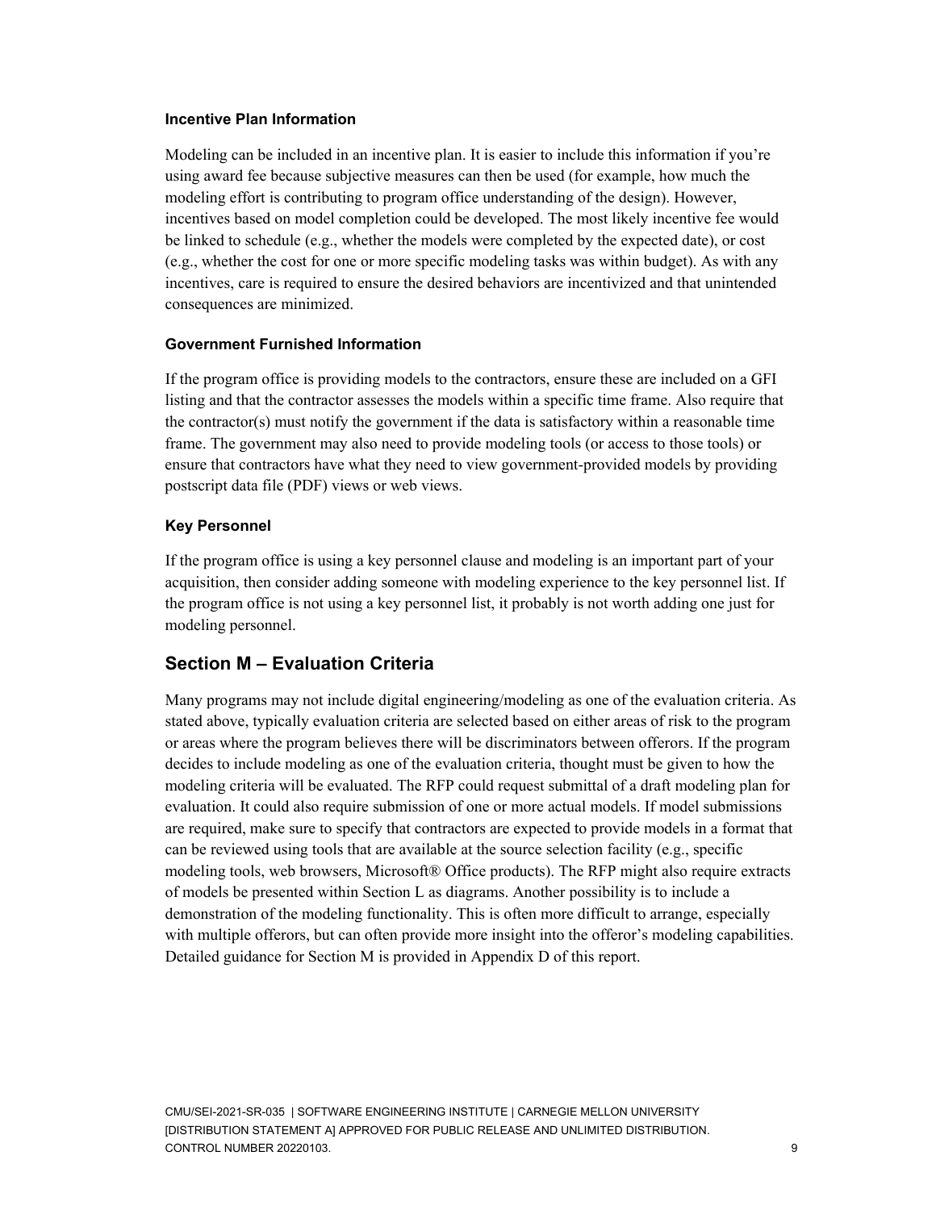### Incentive Plan Information

Modeling can be included in an incentive plan. It is easier to include this information if you're using award fee because subjective measures can then be used (for example, how much the modeling effort is contributing to program office understanding of the design). However, incentives based on model completion could be developed. The most likely incentive fee would be linked to schedule (e.g., whether the models were completed by the expected date), or cost (e.g., whether the cost for one or more specific modeling tasks was within budget). As with any incentives, care is required to ensure the desired behaviors are incentivized and that unintended consequences are minimized.

### Government Furnished Information

If the program office is providing models to the contractors, ensure these are included on a GFI listing and that the contractor assesses the models within a specific time frame. Also require that the contractor(s) must notify the government if the data is satisfactory within a reasonable time frame. The government may also need to provide modeling tools (or access to those tools) or ensure that contractors have what they need to view government-provided models by providing postscript data file (PDF) views or web views.

### Key Personnel

If the program office is using a key personnel clause and modeling is an important part of your acquisition, then consider adding someone with modeling experience to the key personnel list. If the program office is not using a key personnel list, it probably is not worth adding one just for modeling personnel.

## Section M – Evaluation Criteria

Many programs may not include digital engineering/modeling as one of the evaluation criteria. As stated above, typically evaluation criteria are selected based on either areas of risk to the program or areas where the program believes there will be discriminators between offerors. If the program decides to include modeling as one of the evaluation criteria, thought must be given to how the modeling criteria will be evaluated. The RFP could request submittal of a draft modeling plan for evaluation. It could also require submission of one or more actual models. If model submissions are required, make sure to specify that contractors are expected to provide models in a format that can be reviewed using tools that are available at the source selection facility (e.g., specific modeling tools, web browsers, Microsoft® Office products). The RFP might also require extracts of models be presented within Section L as diagrams. Another possibility is to include a demonstration of the modeling functionality. This is often more difficult to arrange, especially with multiple offerors, but can often provide more insight into the offeror's modeling capabilities. Detailed guidance for Section M is provided in Appendix D of this report.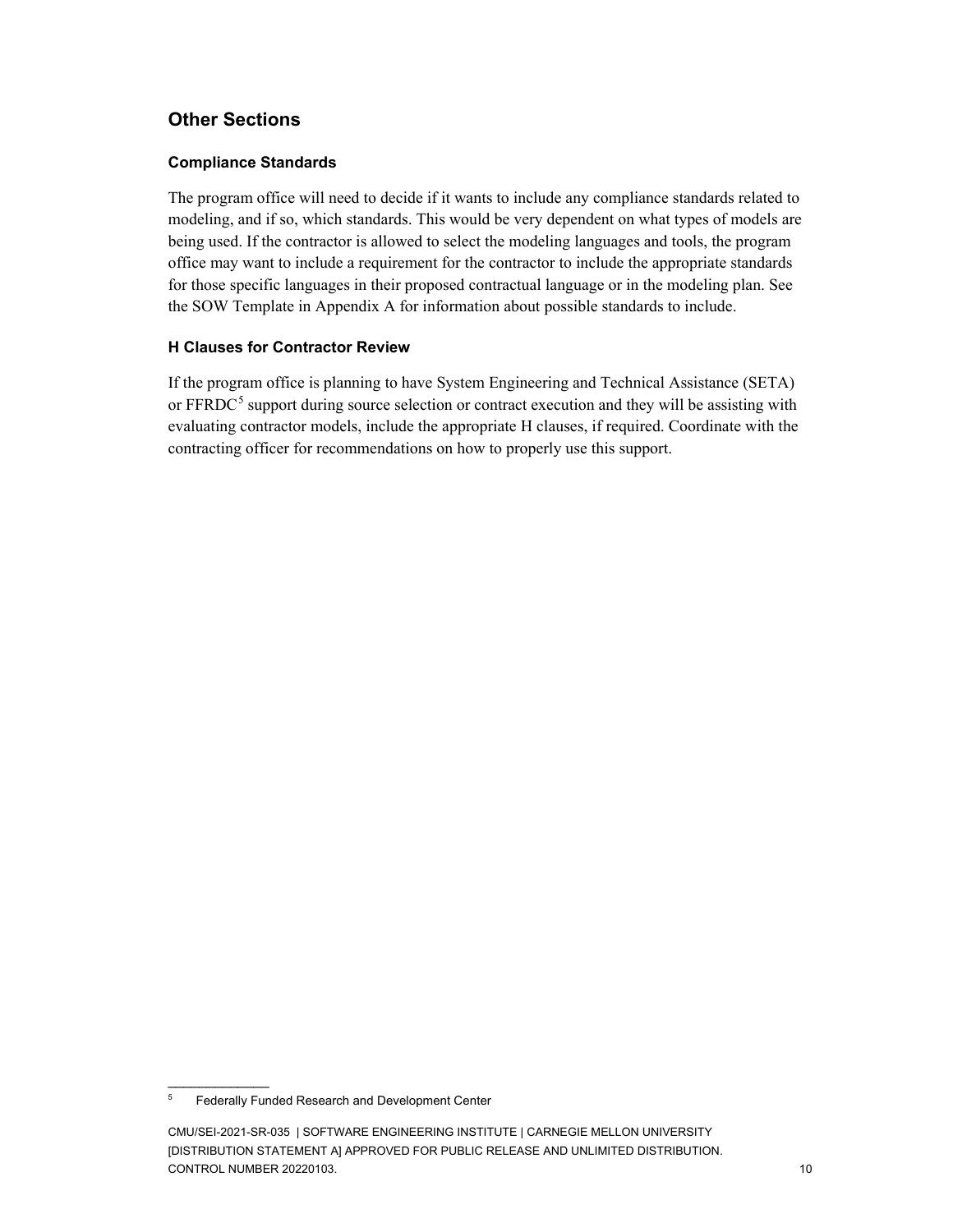## Other Sections

### Compliance Standards

The program office will need to decide if it wants to include any compliance standards related to modeling, and if so, which standards. This would be very dependent on what types of models are being used. If the contractor is allowed to select the modeling languages and tools, the program office may want to include a requirement for the contractor to include the appropriate standards for those specific languages in their proposed contractual language or in the modeling plan. See the SOW Template in Appendix A for information about possible standards to include.

### H Clauses for Contractor Review

If the program office is planning to have System Engineering and Technical Assistance (SETA) or FFRDC[5] support during source selection or contract execution and they will be assisting with evaluating contractor models, include the appropriate H clauses, if required. Coordinate with the contracting officer for recommendations on how to properly use this support.

[5] Federally Funded Research and Development Center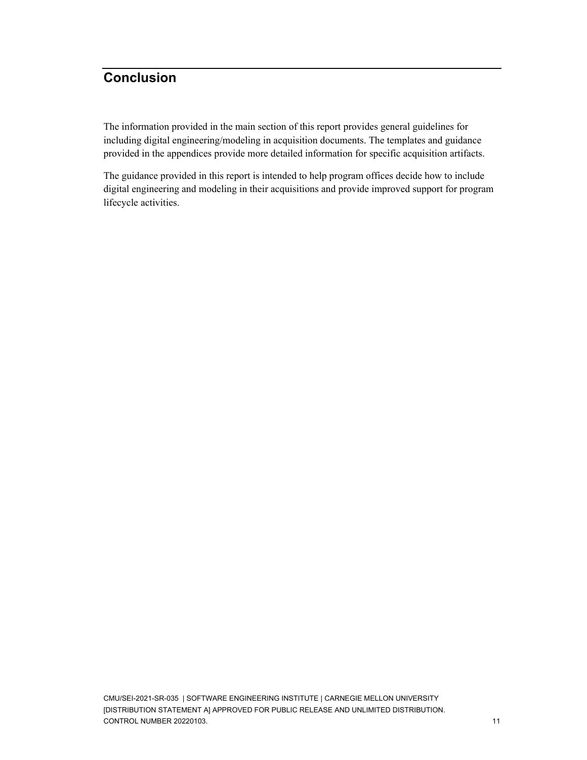# Conclusion

The information provided in the main section of this report provides general guidelines for including digital engineering/modeling in acquisition documents. The templates and guidance provided in the appendices provide more detailed information for specific acquisition artifacts.

The guidance provided in this report is intended to help program offices decide how to include digital engineering and modeling in their acquisitions and provide improved support for program lifecycle activities.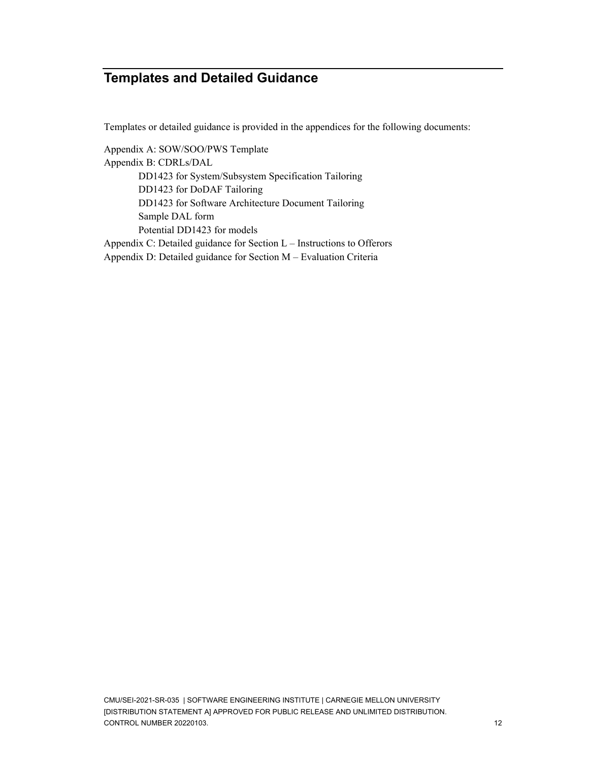# Templates and Detailed Guidance

Templates or detailed guidance is provided in the appendices for the following documents:

Appendix A: SOW/SOO/PWS Template
Appendix B: CDRLs/DAL
- DD1423 for System/Subsystem Specification Tailoring
- DD1423 for DoDAF Tailoring
- DD1423 for Software Architecture Document Tailoring
- Sample DAL form
- Potential DD1423 for models

Appendix C: Detailed guidance for Section L – Instructions to Offerors
Appendix D: Detailed guidance for Section M – Evaluation Criteria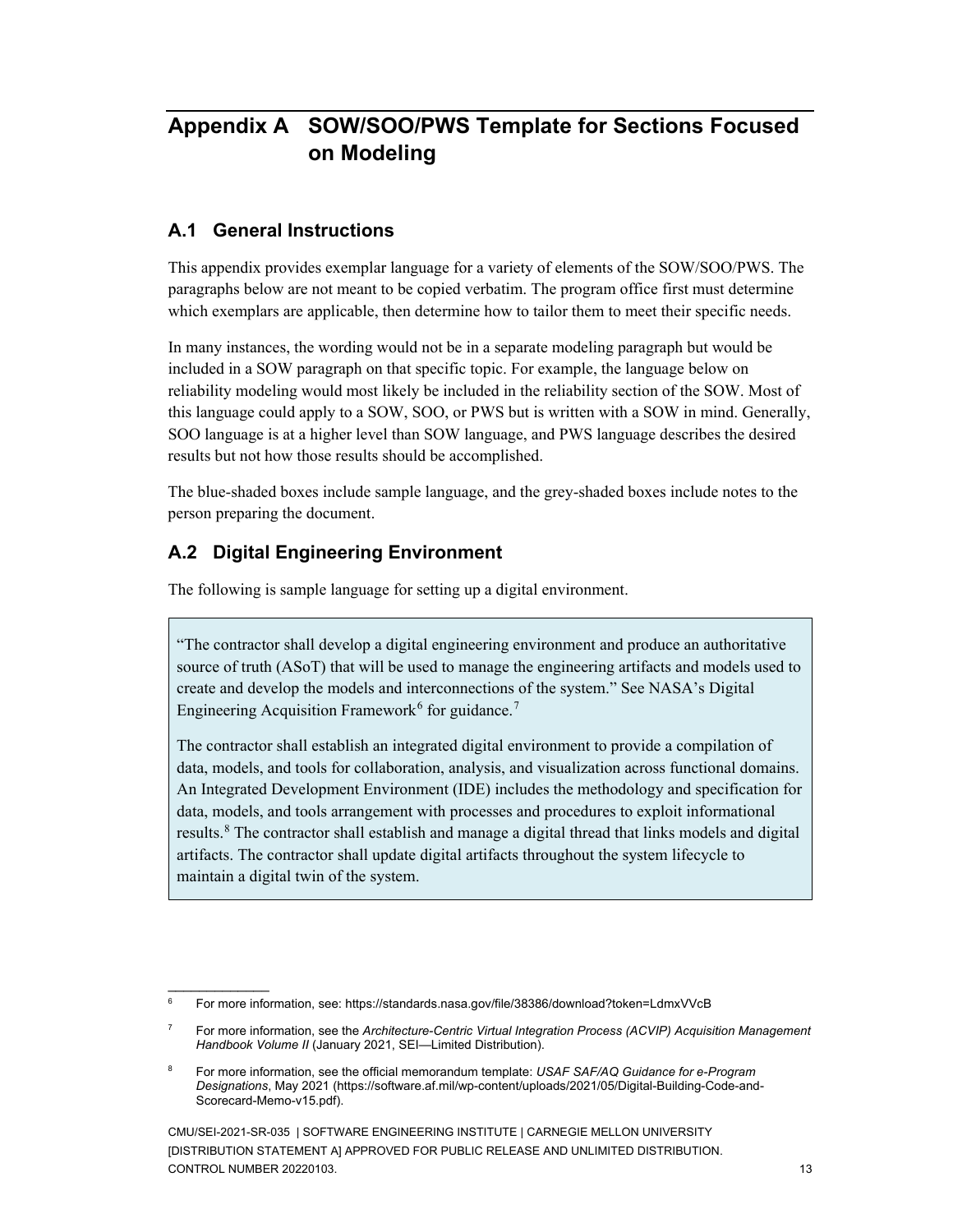# Appendix A SOW/SOO/PWS Template for Sections Focused on Modeling

## A.1 General Instructions

This appendix provides exemplar language for a variety of elements of the SOW/SOO/PWS. The paragraphs below are not meant to be copied verbatim. The program office first must determine which exemplars are applicable, then determine how to tailor them to meet their specific needs.

In many instances, the wording would not be in a separate modeling paragraph but would be included in a SOW paragraph on that specific topic. For example, the language below on reliability modeling would most likely be included in the reliability section of the SOW. Most of this language could apply to a SOW, SOO, or PWS but is written with a SOW in mind. Generally, SOO language is at a higher level than SOW language, and PWS language describes the desired results but not how those results should be accomplished.

The blue-shaded boxes include sample language, and the grey-shaded boxes include notes to the person preparing the document.

## A.2 Digital Engineering Environment

The following is sample language for setting up a digital environment.

> "The contractor shall develop a digital engineering environment and produce an authoritative source of truth (ASoT) that will be used to manage the engineering artifacts and models used to create and develop the models and interconnections of the system." See NASA's Digital Engineering Acquisition Framework[6] for guidance.[7]
>
> The contractor shall establish an integrated digital environment to provide a compilation of data, models, and tools for collaboration, analysis, and visualization across functional domains. An Integrated Development Environment (IDE) includes the methodology and specification for data, models, and tools arrangement with processes and procedures to exploit informational results.[8] The contractor shall establish and manage a digital thread that links models and digital artifacts. The contractor shall update digital artifacts throughout the system lifecycle to maintain a digital twin of the system.

---

[6] For more information, see: https://standards.nasa.gov/file/38386/download?token=LdmxVVcB

[7] For more information, see the *Architecture-Centric Virtual Integration Process (ACVIP) Acquisition Management Handbook Volume II* (January 2021, SEI—Limited Distribution).

[8] For more information, see the official memorandum template: *USAF SAF/AQ Guidance for e-Program Designations*, May 2021 (https://software.af.mil/wp-content/uploads/2021/05/Digital-Building-Code-and-Scorecard-Memo-v15.pdf).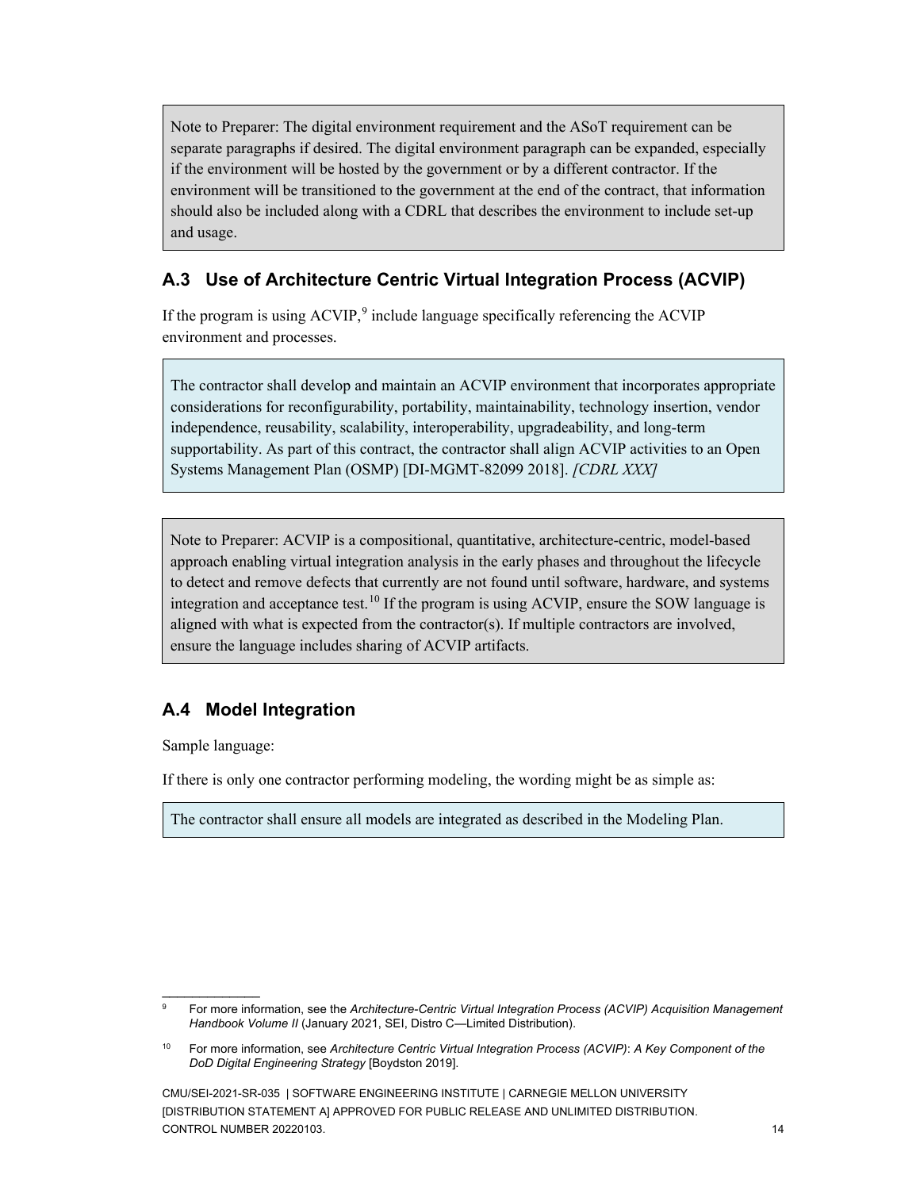Note to Preparer: The digital environment requirement and the ASoT requirement can be separate paragraphs if desired. The digital environment paragraph can be expanded, especially if the environment will be hosted by the government or by a different contractor. If the environment will be transitioned to the government at the end of the contract, that information should also be included along with a CDRL that describes the environment to include set-up and usage.

## A.3 Use of Architecture Centric Virtual Integration Process (ACVIP)

If the program is using ACVIP,[9] include language specifically referencing the ACVIP environment and processes.

The contractor shall develop and maintain an ACVIP environment that incorporates appropriate considerations for reconfigurability, portability, maintainability, technology insertion, vendor independence, reusability, scalability, interoperability, upgradeability, and long-term supportability. As part of this contract, the contractor shall align ACVIP activities to an Open Systems Management Plan (OSMP) [DI-MGMT-82099 2018]. *[CDRL XXX]*

Note to Preparer: ACVIP is a compositional, quantitative, architecture-centric, model-based approach enabling virtual integration analysis in the early phases and throughout the lifecycle to detect and remove defects that currently are not found until software, hardware, and systems integration and acceptance test.[10] If the program is using ACVIP, ensure the SOW language is aligned with what is expected from the contractor(s). If multiple contractors are involved, ensure the language includes sharing of ACVIP artifacts.

## A.4 Model Integration

Sample language:

If there is only one contractor performing modeling, the wording might be as simple as:

The contractor shall ensure all models are integrated as described in the Modeling Plan.

---

[9] For more information, see the *Architecture-Centric Virtual Integration Process (ACVIP) Acquisition Management Handbook Volume II* (January 2021, SEI, Distro C—Limited Distribution).

[10] For more information, see *Architecture Centric Virtual Integration Process (ACVIP)*: *A Key Component of the DoD Digital Engineering Strategy* [Boydston 2019].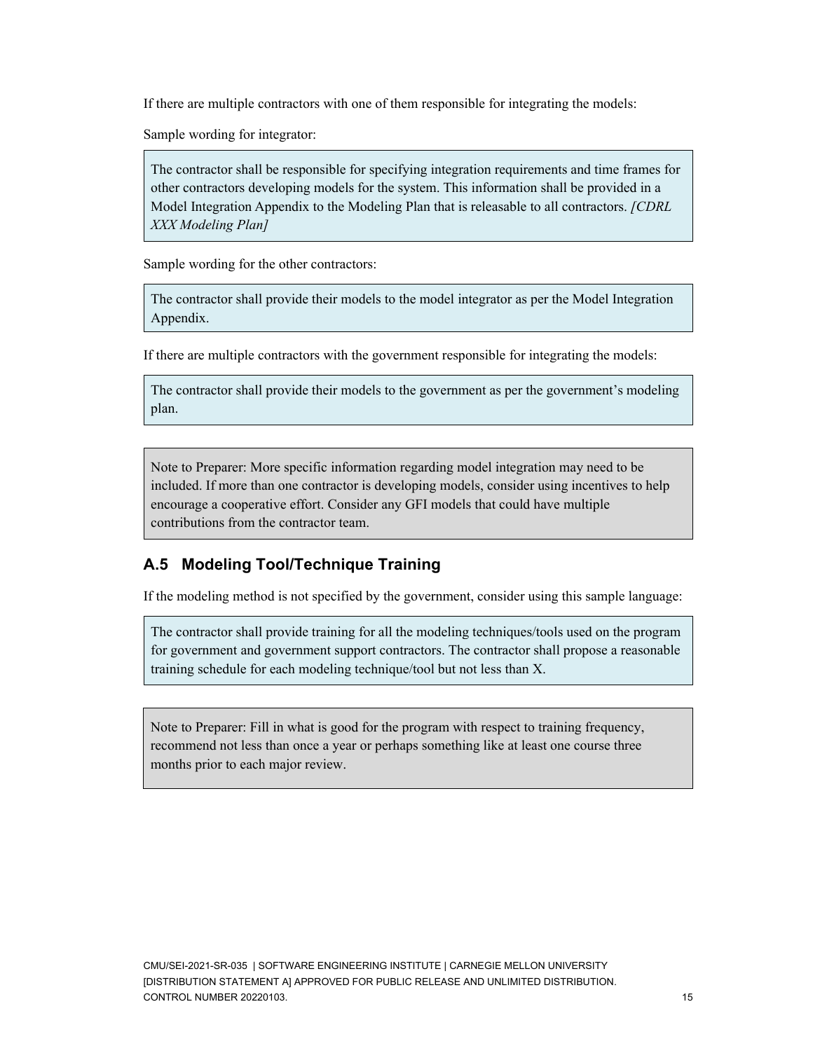If there are multiple contractors with one of them responsible for integrating the models:

Sample wording for integrator:

> The contractor shall be responsible for specifying integration requirements and time frames for other contractors developing models for the system. This information shall be provided in a Model Integration Appendix to the Modeling Plan that is releasable to all contractors. *[CDRL XXX Modeling Plan]*

Sample wording for the other contractors:

> The contractor shall provide their models to the model integrator as per the Model Integration Appendix.

If there are multiple contractors with the government responsible for integrating the models:

> The contractor shall provide their models to the government as per the government's modeling plan.

> Note to Preparer: More specific information regarding model integration may need to be included. If more than one contractor is developing models, consider using incentives to help encourage a cooperative effort. Consider any GFI models that could have multiple contributions from the contractor team.

## A.5 Modeling Tool/Technique Training

If the modeling method is not specified by the government, consider using this sample language:

> The contractor shall provide training for all the modeling techniques/tools used on the program for government and government support contractors. The contractor shall propose a reasonable training schedule for each modeling technique/tool but not less than X.

> Note to Preparer: Fill in what is good for the program with respect to training frequency, recommend not less than once a year or perhaps something like at least one course three months prior to each major review.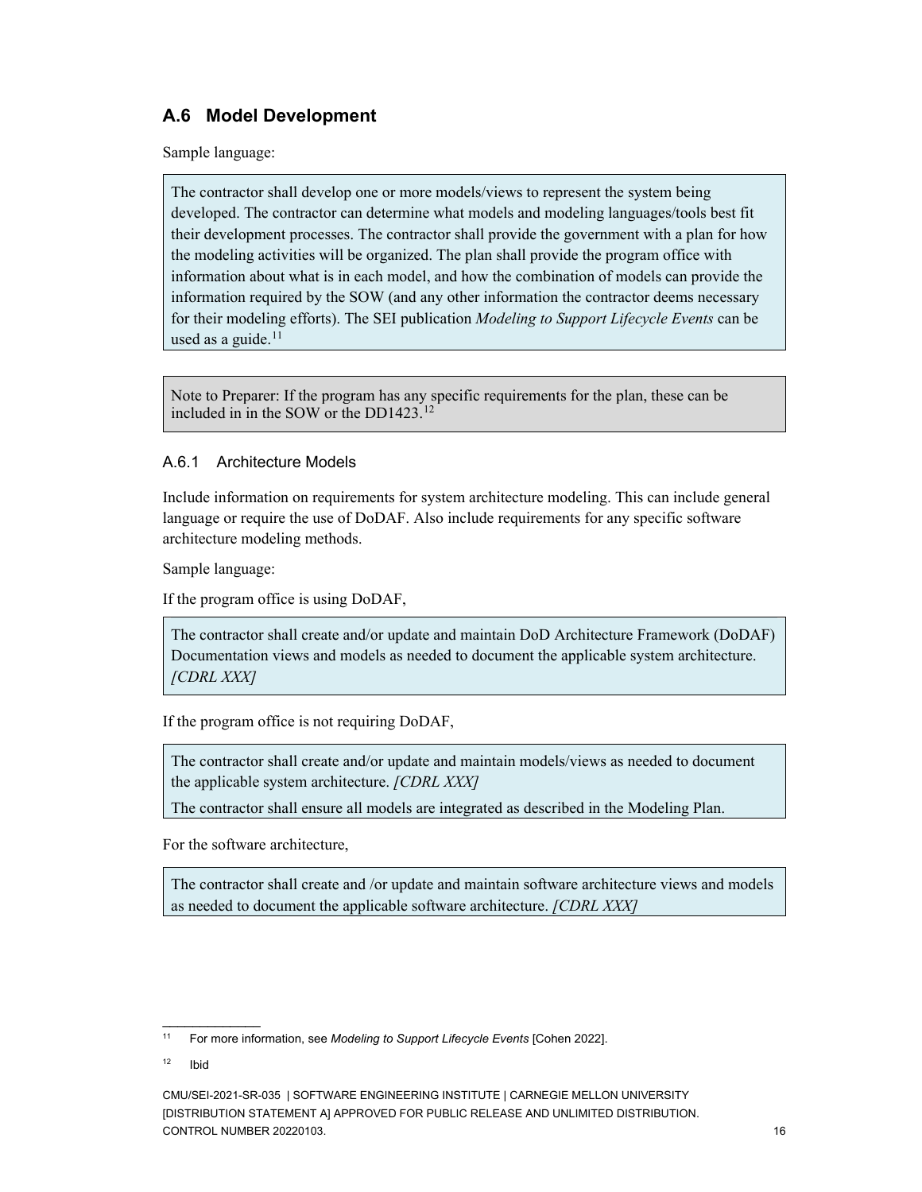## A.6 Model Development

Sample language:

> The contractor shall develop one or more models/views to represent the system being developed. The contractor can determine what models and modeling languages/tools best fit their development processes. The contractor shall provide the government with a plan for how the modeling activities will be organized. The plan shall provide the program office with information about what is in each model, and how the combination of models can provide the information required by the SOW (and any other information the contractor deems necessary for their modeling efforts). The SEI publication *Modeling to Support Lifecycle Events* can be used as a guide.[11]

> Note to Preparer: If the program has any specific requirements for the plan, these can be included in in the SOW or the DD1423.[12]

### A.6.1 Architecture Models

Include information on requirements for system architecture modeling. This can include general language or require the use of DoDAF. Also include requirements for any specific software architecture modeling methods.

Sample language:

If the program office is using DoDAF,

> The contractor shall create and/or update and maintain DoD Architecture Framework (DoDAF) Documentation views and models as needed to document the applicable system architecture. *[CDRL XXX]*

If the program office is not requiring DoDAF,

> The contractor shall create and/or update and maintain models/views as needed to document the applicable system architecture. *[CDRL XXX]*
>
> The contractor shall ensure all models are integrated as described in the Modeling Plan.

For the software architecture,

> The contractor shall create and /or update and maintain software architecture views and models as needed to document the applicable software architecture. *[CDRL XXX]*

---

[11] For more information, see *Modeling to Support Lifecycle Events* [Cohen 2022].

[12] Ibid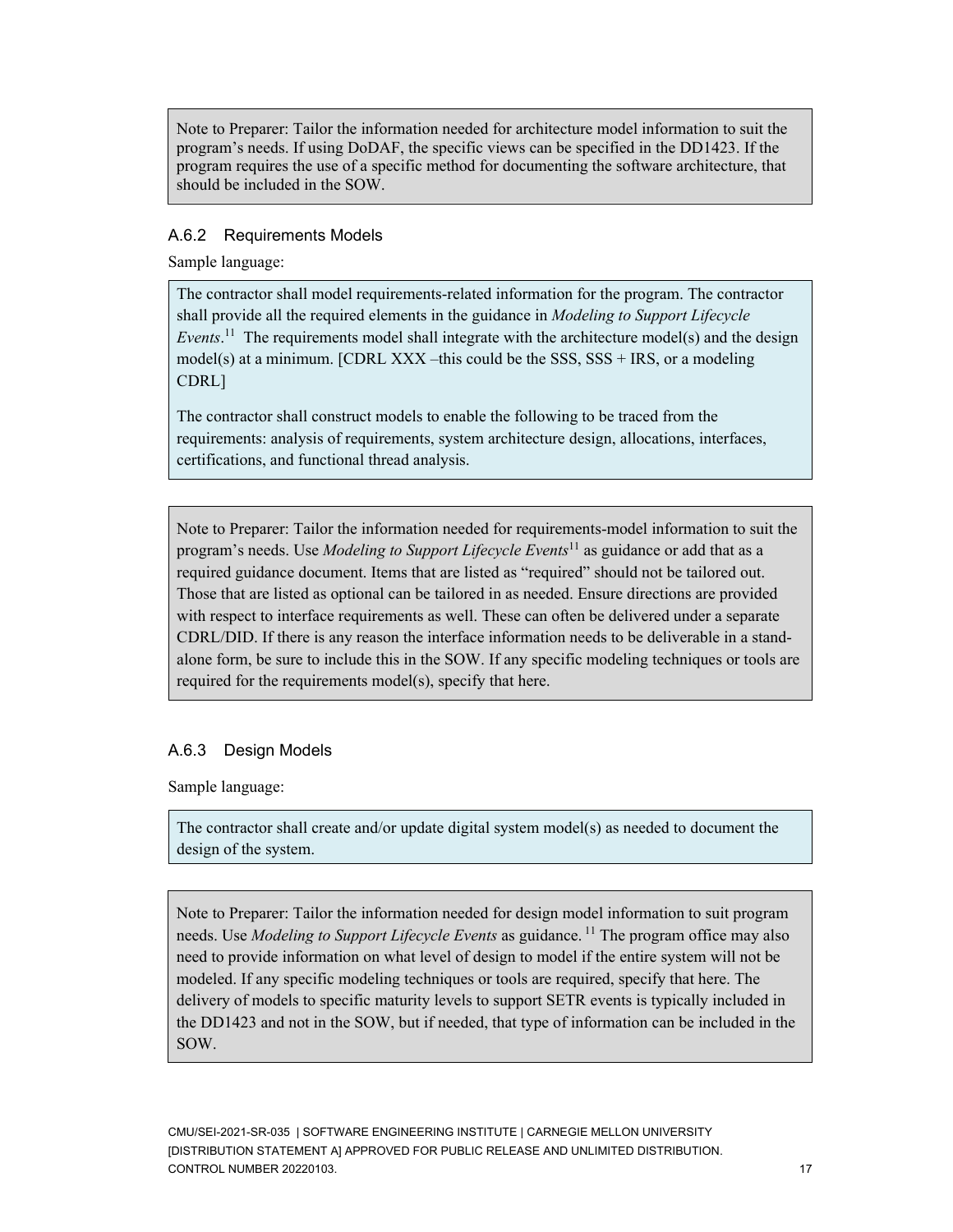Note to Preparer: Tailor the information needed for architecture model information to suit the program's needs. If using DoDAF, the specific views can be specified in the DD1423. If the program requires the use of a specific method for documenting the software architecture, that should be included in the SOW.

### A.6.2 Requirements Models

Sample language:

The contractor shall model requirements-related information for the program. The contractor shall provide all the required elements in the guidance in *Modeling to Support Lifecycle Events*.[11] The requirements model shall integrate with the architecture model(s) and the design model(s) at a minimum. [CDRL XXX –this could be the SSS, SSS + IRS, or a modeling CDRL]

The contractor shall construct models to enable the following to be traced from the requirements: analysis of requirements, system architecture design, allocations, interfaces, certifications, and functional thread analysis.

Note to Preparer: Tailor the information needed for requirements-model information to suit the program's needs. Use *Modeling to Support Lifecycle Events*[11] as guidance or add that as a required guidance document. Items that are listed as "required" should not be tailored out. Those that are listed as optional can be tailored in as needed. Ensure directions are provided with respect to interface requirements as well. These can often be delivered under a separate CDRL/DID. If there is any reason the interface information needs to be deliverable in a stand-alone form, be sure to include this in the SOW. If any specific modeling techniques or tools are required for the requirements model(s), specify that here.

### A.6.3 Design Models

Sample language:

The contractor shall create and/or update digital system model(s) as needed to document the design of the system.

Note to Preparer: Tailor the information needed for design model information to suit program needs. Use *Modeling to Support Lifecycle Events* as guidance.[11] The program office may also need to provide information on what level of design to model if the entire system will not be modeled. If any specific modeling techniques or tools are required, specify that here. The delivery of models to specific maturity levels to support SETR events is typically included in the DD1423 and not in the SOW, but if needed, that type of information can be included in the SOW.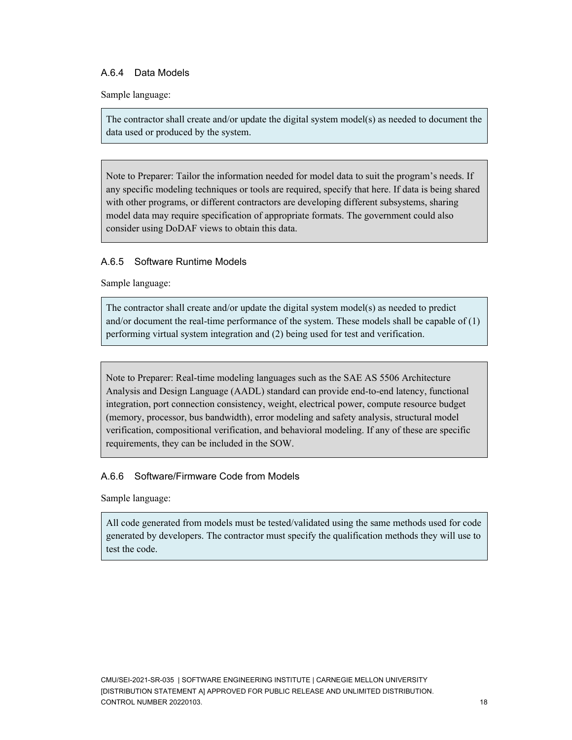### A.6.4 Data Models

Sample language:

> The contractor shall create and/or update the digital system model(s) as needed to document the data used or produced by the system.

> Note to Preparer: Tailor the information needed for model data to suit the program's needs. If any specific modeling techniques or tools are required, specify that here. If data is being shared with other programs, or different contractors are developing different subsystems, sharing model data may require specification of appropriate formats. The government could also consider using DoDAF views to obtain this data.

### A.6.5 Software Runtime Models

Sample language:

> The contractor shall create and/or update the digital system model(s) as needed to predict and/or document the real-time performance of the system. These models shall be capable of (1) performing virtual system integration and (2) being used for test and verification.

> Note to Preparer: Real-time modeling languages such as the SAE AS 5506 Architecture Analysis and Design Language (AADL) standard can provide end-to-end latency, functional integration, port connection consistency, weight, electrical power, compute resource budget (memory, processor, bus bandwidth), error modeling and safety analysis, structural model verification, compositional verification, and behavioral modeling. If any of these are specific requirements, they can be included in the SOW.

### A.6.6 Software/Firmware Code from Models

Sample language:

> All code generated from models must be tested/validated using the same methods used for code generated by developers. The contractor must specify the qualification methods they will use to test the code.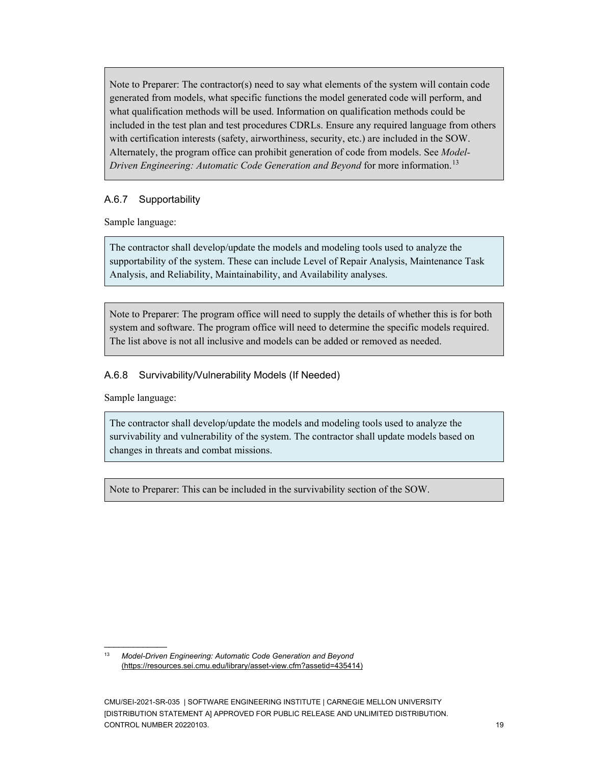Note to Preparer: The contractor(s) need to say what elements of the system will contain code generated from models, what specific functions the model generated code will perform, and what qualification methods will be used. Information on qualification methods could be included in the test plan and test procedures CDRLs. Ensure any required language from others with certification interests (safety, airworthiness, security, etc.) are included in the SOW. Alternately, the program office can prohibit generation of code from models. See *Model-Driven Engineering: Automatic Code Generation and Beyond* for more information.[13]

### A.6.7 Supportability

Sample language:

> The contractor shall develop/update the models and modeling tools used to analyze the supportability of the system. These can include Level of Repair Analysis, Maintenance Task Analysis, and Reliability, Maintainability, and Availability analyses.

Note to Preparer: The program office will need to supply the details of whether this is for both system and software. The program office will need to determine the specific models required. The list above is not all inclusive and models can be added or removed as needed.

### A.6.8 Survivability/Vulnerability Models (If Needed)

Sample language:

> The contractor shall develop/update the models and modeling tools used to analyze the survivability and vulnerability of the system. The contractor shall update models based on changes in threats and combat missions.

Note to Preparer: This can be included in the survivability section of the SOW.

---

[13] *Model-Driven Engineering: Automatic Code Generation and Beyond* (https://resources.sei.cmu.edu/library/asset-view.cfm?assetid=435414)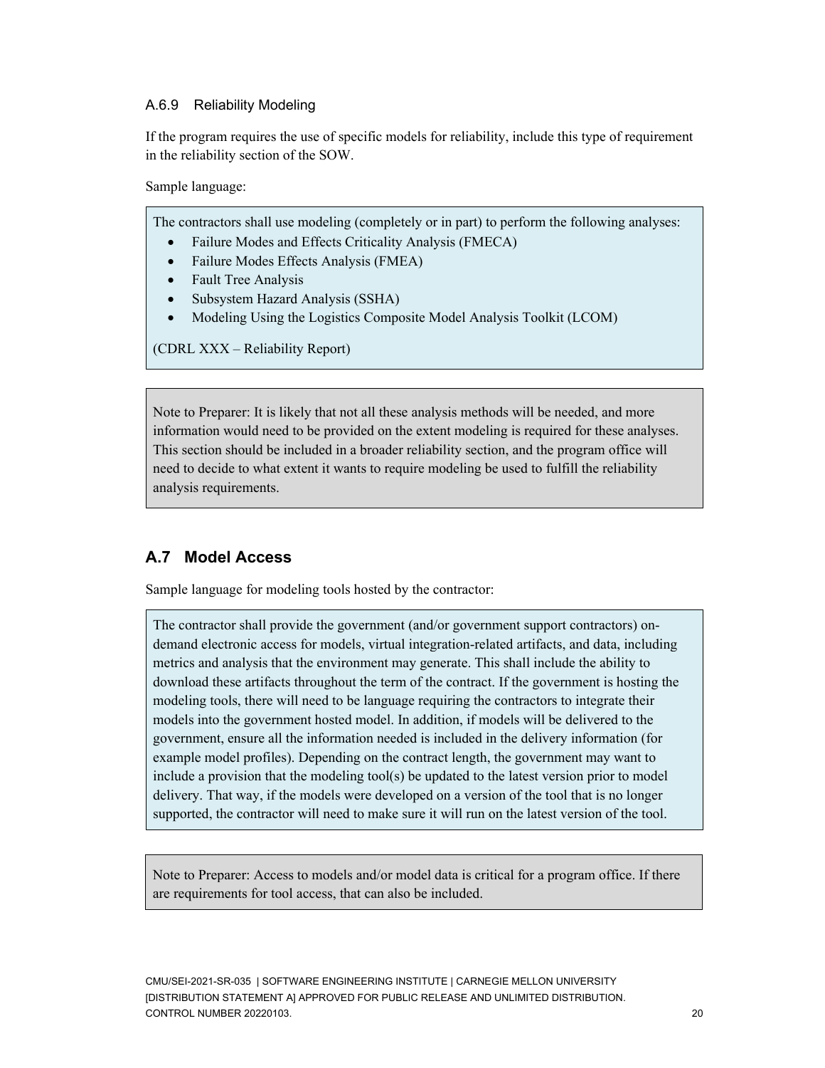#### A.6.9 Reliability Modeling

If the program requires the use of specific models for reliability, include this type of requirement in the reliability section of the SOW.

Sample language:

> The contractors shall use modeling (completely or in part) to perform the following analyses:
>
> - Failure Modes and Effects Criticality Analysis (FMECA)
> - Failure Modes Effects Analysis (FMEA)
> - Fault Tree Analysis
> - Subsystem Hazard Analysis (SSHA)
> - Modeling Using the Logistics Composite Model Analysis Toolkit (LCOM)
>
> (CDRL XXX – Reliability Report)

> Note to Preparer: It is likely that not all these analysis methods will be needed, and more information would need to be provided on the extent modeling is required for these analyses. This section should be included in a broader reliability section, and the program office will need to decide to what extent it wants to require modeling be used to fulfill the reliability analysis requirements.

## A.7 Model Access

Sample language for modeling tools hosted by the contractor:

> The contractor shall provide the government (and/or government support contractors) on-demand electronic access for models, virtual integration-related artifacts, and data, including metrics and analysis that the environment may generate. This shall include the ability to download these artifacts throughout the term of the contract. If the government is hosting the modeling tools, there will need to be language requiring the contractors to integrate their models into the government hosted model. In addition, if models will be delivered to the government, ensure all the information needed is included in the delivery information (for example model profiles). Depending on the contract length, the government may want to include a provision that the modeling tool(s) be updated to the latest version prior to model delivery. That way, if the models were developed on a version of the tool that is no longer supported, the contractor will need to make sure it will run on the latest version of the tool.

> Note to Preparer: Access to models and/or model data is critical for a program office. If there are requirements for tool access, that can also be included.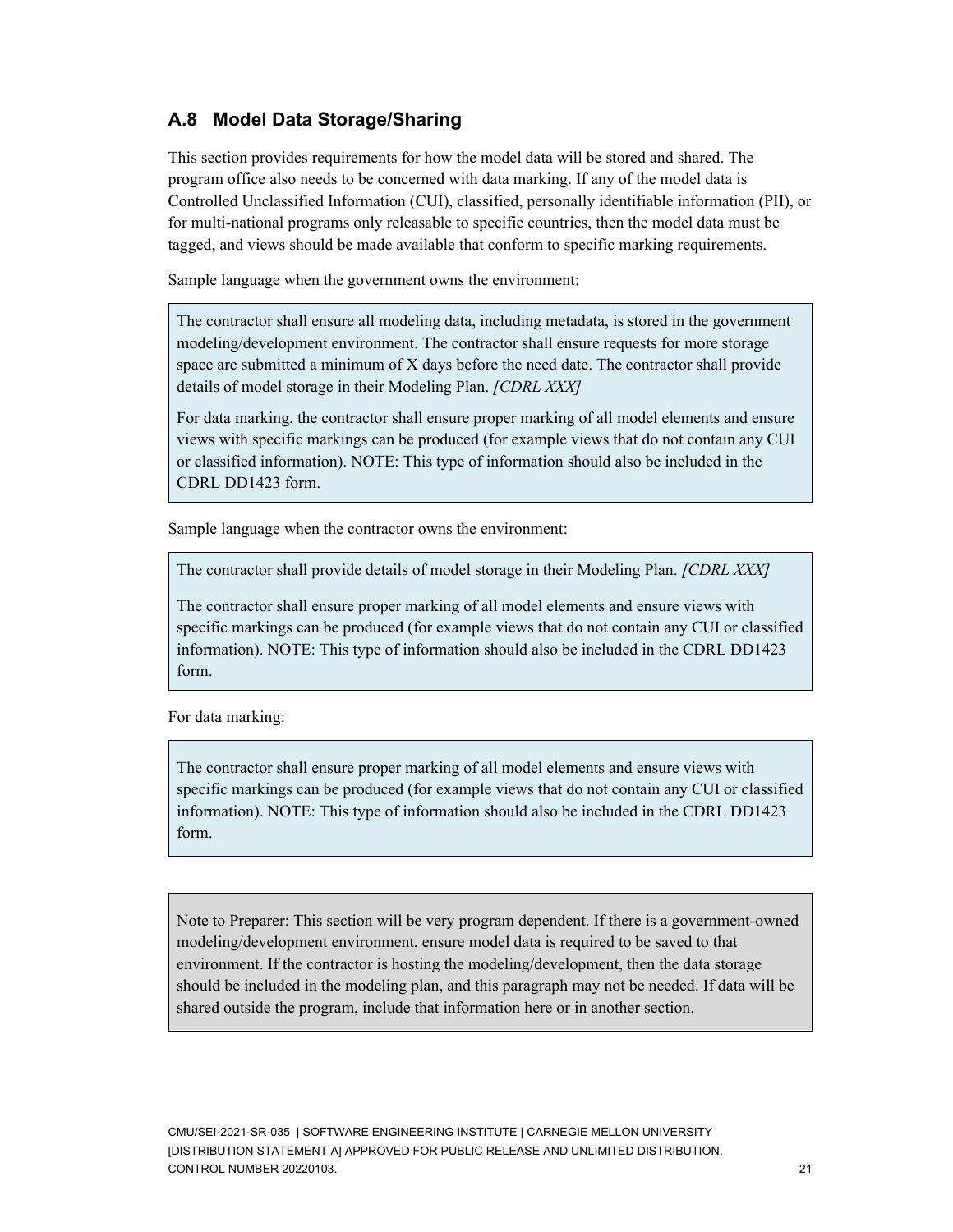## A.8 Model Data Storage/Sharing

This section provides requirements for how the model data will be stored and shared. The program office also needs to be concerned with data marking. If any of the model data is Controlled Unclassified Information (CUI), classified, personally identifiable information (PII), or for multi-national programs only releasable to specific countries, then the model data must be tagged, and views should be made available that conform to specific marking requirements.

Sample language when the government owns the environment:

> The contractor shall ensure all modeling data, including metadata, is stored in the government modeling/development environment. The contractor shall ensure requests for more storage space are submitted a minimum of X days before the need date. The contractor shall provide details of model storage in their Modeling Plan. *[CDRL XXX]*
>
> For data marking, the contractor shall ensure proper marking of all model elements and ensure views with specific markings can be produced (for example views that do not contain any CUI or classified information). NOTE: This type of information should also be included in the CDRL DD1423 form.

Sample language when the contractor owns the environment:

> The contractor shall provide details of model storage in their Modeling Plan. *[CDRL XXX]*
>
> The contractor shall ensure proper marking of all model elements and ensure views with specific markings can be produced (for example views that do not contain any CUI or classified information). NOTE: This type of information should also be included in the CDRL DD1423 form.

For data marking:

> The contractor shall ensure proper marking of all model elements and ensure views with specific markings can be produced (for example views that do not contain any CUI or classified information). NOTE: This type of information should also be included in the CDRL DD1423 form.

> Note to Preparer: This section will be very program dependent. If there is a government-owned modeling/development environment, ensure model data is required to be saved to that environment. If the contractor is hosting the modeling/development, then the data storage should be included in the modeling plan, and this paragraph may not be needed. If data will be shared outside the program, include that information here or in another section.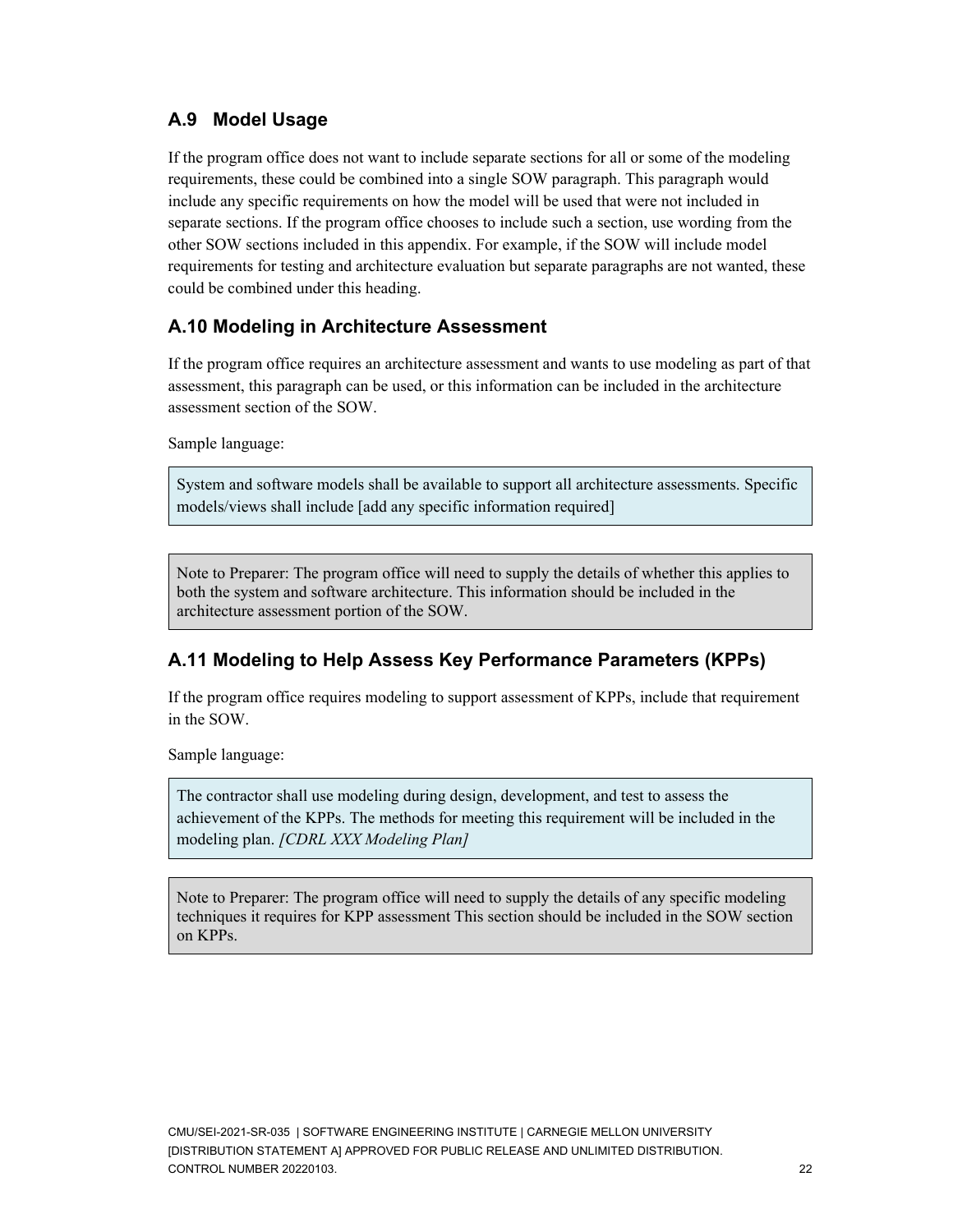## A.9 Model Usage

If the program office does not want to include separate sections for all or some of the modeling requirements, these could be combined into a single SOW paragraph. This paragraph would include any specific requirements on how the model will be used that were not included in separate sections. If the program office chooses to include such a section, use wording from the other SOW sections included in this appendix. For example, if the SOW will include model requirements for testing and architecture evaluation but separate paragraphs are not wanted, these could be combined under this heading.

## A.10 Modeling in Architecture Assessment

If the program office requires an architecture assessment and wants to use modeling as part of that assessment, this paragraph can be used, or this information can be included in the architecture assessment section of the SOW.

Sample language:

> System and software models shall be available to support all architecture assessments. Specific models/views shall include [add any specific information required]

> Note to Preparer: The program office will need to supply the details of whether this applies to both the system and software architecture. This information should be included in the architecture assessment portion of the SOW.

## A.11 Modeling to Help Assess Key Performance Parameters (KPPs)

If the program office requires modeling to support assessment of KPPs, include that requirement in the SOW.

Sample language:

> The contractor shall use modeling during design, development, and test to assess the achievement of the KPPs. The methods for meeting this requirement will be included in the modeling plan. *[CDRL XXX Modeling Plan]*

> Note to Preparer: The program office will need to supply the details of any specific modeling techniques it requires for KPP assessment This section should be included in the SOW section on KPPs.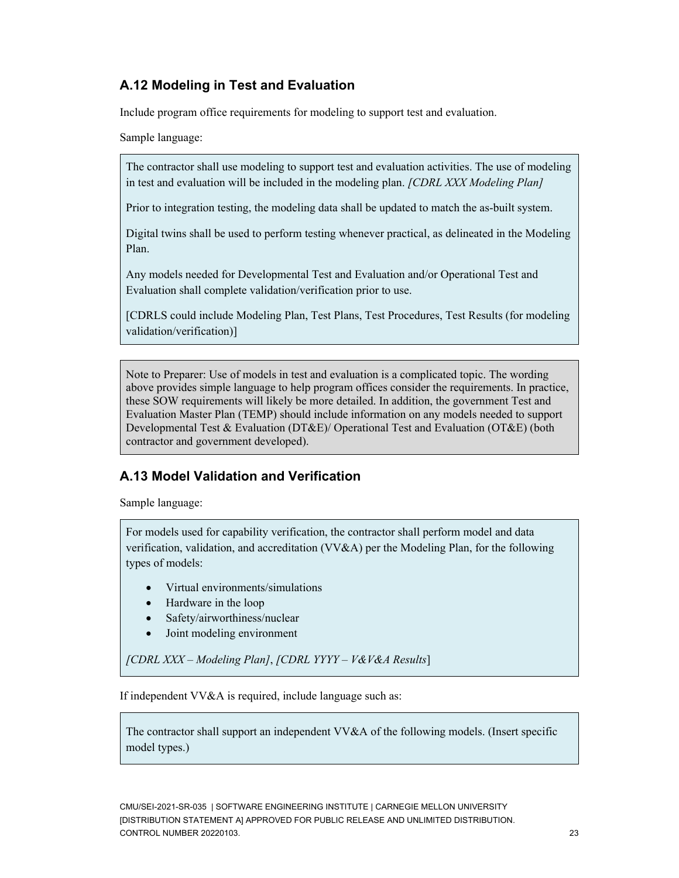## A.12 Modeling in Test and Evaluation

Include program office requirements for modeling to support test and evaluation.

Sample language:

> The contractor shall use modeling to support test and evaluation activities. The use of modeling in test and evaluation will be included in the modeling plan. *[CDRL XXX Modeling Plan]*
>
> Prior to integration testing, the modeling data shall be updated to match the as-built system.
>
> Digital twins shall be used to perform testing whenever practical, as delineated in the Modeling Plan.
>
> Any models needed for Developmental Test and Evaluation and/or Operational Test and Evaluation shall complete validation/verification prior to use.
>
> [CDRLS could include Modeling Plan, Test Plans, Test Procedures, Test Results (for modeling validation/verification)]

> Note to Preparer: Use of models in test and evaluation is a complicated topic. The wording above provides simple language to help program offices consider the requirements. In practice, these SOW requirements will likely be more detailed. In addition, the government Test and Evaluation Master Plan (TEMP) should include information on any models needed to support Developmental Test & Evaluation (DT&E)/ Operational Test and Evaluation (OT&E) (both contractor and government developed).

## A.13 Model Validation and Verification

Sample language:

> For models used for capability verification, the contractor shall perform model and data verification, validation, and accreditation (VV&A) per the Modeling Plan, for the following types of models:
>
> - Virtual environments/simulations
> - Hardware in the loop
> - Safety/airworthiness/nuclear
> - Joint modeling environment
>
> *[CDRL XXX – Modeling Plan]*, *[CDRL YYYY – V&V&A Results*]

If independent VV&A is required, include language such as:

> The contractor shall support an independent VV&A of the following models. (Insert specific model types.)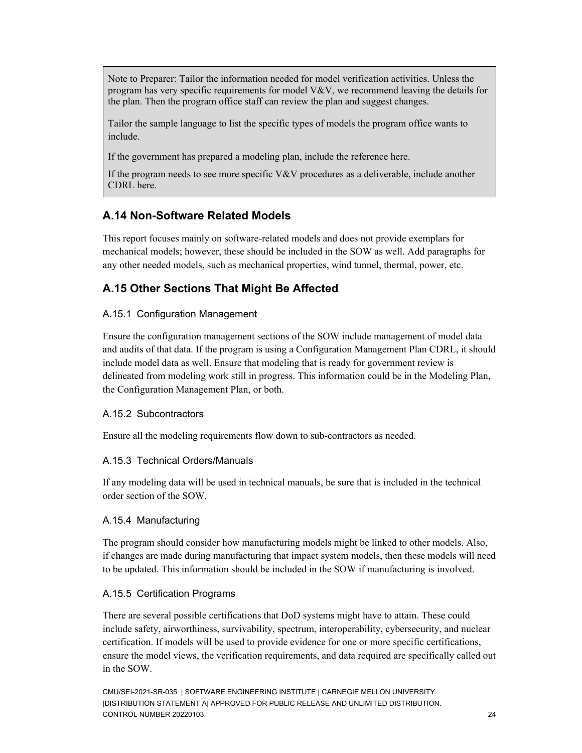> Note to Preparer: Tailor the information needed for model verification activities. Unless the program has very specific requirements for model V&V, we recommend leaving the details for the plan. Then the program office staff can review the plan and suggest changes.
>
> Tailor the sample language to list the specific types of models the program office wants to include.
>
> If the government has prepared a modeling plan, include the reference here.
>
> If the program needs to see more specific V&V procedures as a deliverable, include another CDRL here.

## A.14 Non-Software Related Models

This report focuses mainly on software-related models and does not provide exemplars for mechanical models; however, these should be included in the SOW as well. Add paragraphs for any other needed models, such as mechanical properties, wind tunnel, thermal, power, etc.

## A.15 Other Sections That Might Be Affected

### A.15.1 Configuration Management

Ensure the configuration management sections of the SOW include management of model data and audits of that data. If the program is using a Configuration Management Plan CDRL, it should include model data as well. Ensure that modeling that is ready for government review is delineated from modeling work still in progress. This information could be in the Modeling Plan, the Configuration Management Plan, or both.

### A.15.2 Subcontractors

Ensure all the modeling requirements flow down to sub-contractors as needed.

### A.15.3 Technical Orders/Manuals

If any modeling data will be used in technical manuals, be sure that is included in the technical order section of the SOW.

### A.15.4 Manufacturing

The program should consider how manufacturing models might be linked to other models. Also, if changes are made during manufacturing that impact system models, then these models will need to be updated. This information should be included in the SOW if manufacturing is involved.

### A.15.5 Certification Programs

There are several possible certifications that DoD systems might have to attain. These could include safety, airworthiness, survivability, spectrum, interoperability, cybersecurity, and nuclear certification. If models will be used to provide evidence for one or more specific certifications, ensure the model views, the verification requirements, and data required are specifically called out in the SOW.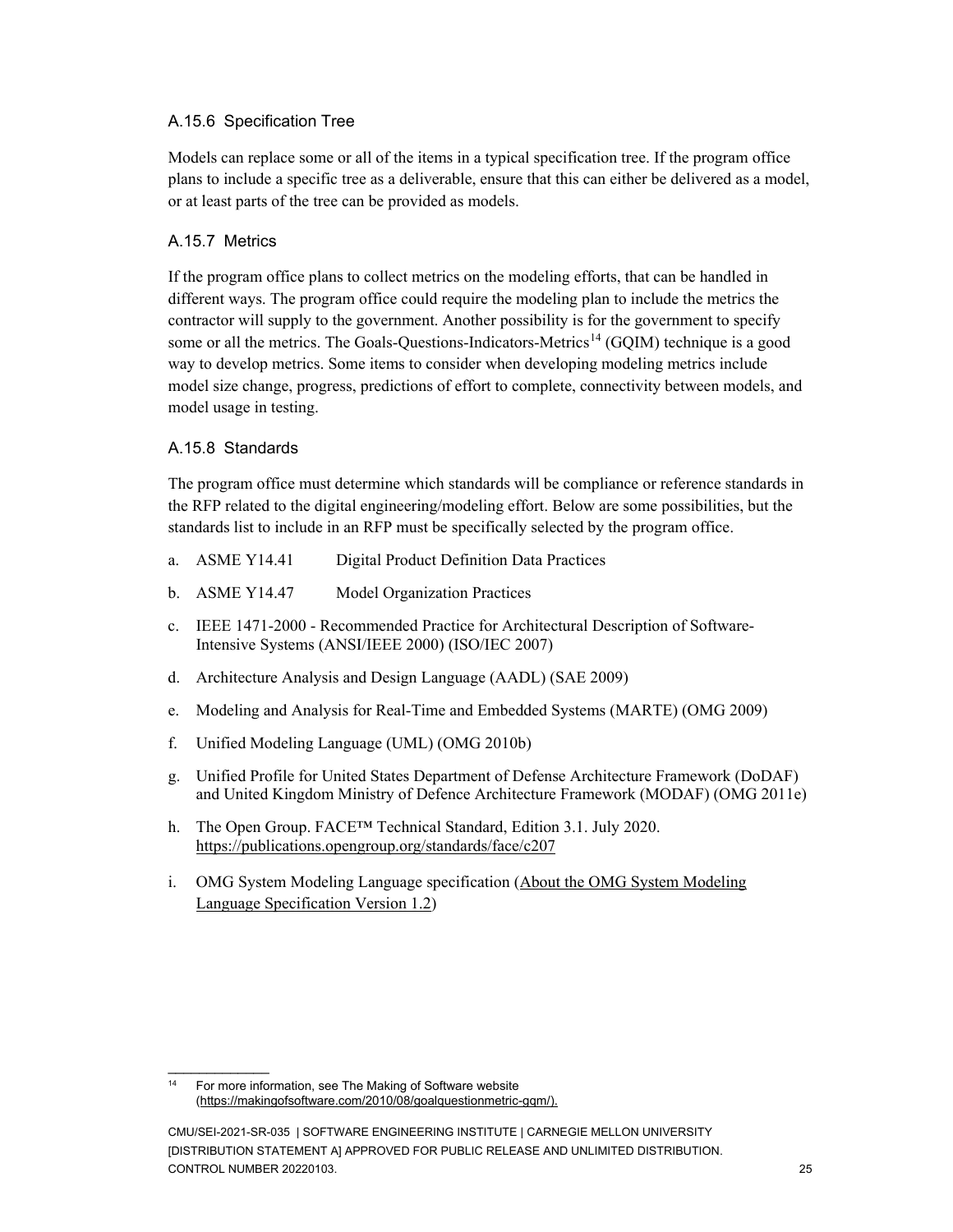### A.15.6 Specification Tree

Models can replace some or all of the items in a typical specification tree. If the program office plans to include a specific tree as a deliverable, ensure that this can either be delivered as a model, or at least parts of the tree can be provided as models.

### A.15.7 Metrics

If the program office plans to collect metrics on the modeling efforts, that can be handled in different ways. The program office could require the modeling plan to include the metrics the contractor will supply to the government. Another possibility is for the government to specify some or all the metrics. The Goals-Questions-Indicators-Metrics[14] (GQIM) technique is a good way to develop metrics. Some items to consider when developing modeling metrics include model size change, progress, predictions of effort to complete, connectivity between models, and model usage in testing.

### A.15.8 Standards

The program office must determine which standards will be compliance or reference standards in the RFP related to the digital engineering/modeling effort. Below are some possibilities, but the standards list to include in an RFP must be specifically selected by the program office.

a. ASME Y14.41 Digital Product Definition Data Practices

b. ASME Y14.47 Model Organization Practices

c. IEEE 1471-2000 - Recommended Practice for Architectural Description of Software-Intensive Systems (ANSI/IEEE 2000) (ISO/IEC 2007)

d. Architecture Analysis and Design Language (AADL) (SAE 2009)

e. Modeling and Analysis for Real-Time and Embedded Systems (MARTE) (OMG 2009)

f. Unified Modeling Language (UML) (OMG 2010b)

g. Unified Profile for United States Department of Defense Architecture Framework (DoDAF) and United Kingdom Ministry of Defence Architecture Framework (MODAF) (OMG 2011e)

h. The Open Group. FACE™ Technical Standard, Edition 3.1. July 2020. https://publications.opengroup.org/standards/face/c207

i. OMG System Modeling Language specification (About the OMG System Modeling Language Specification Version 1.2)

---

[14] For more information, see The Making of Software website (https://makingofsoftware.com/2010/08/goalquestionmetric-gqm/).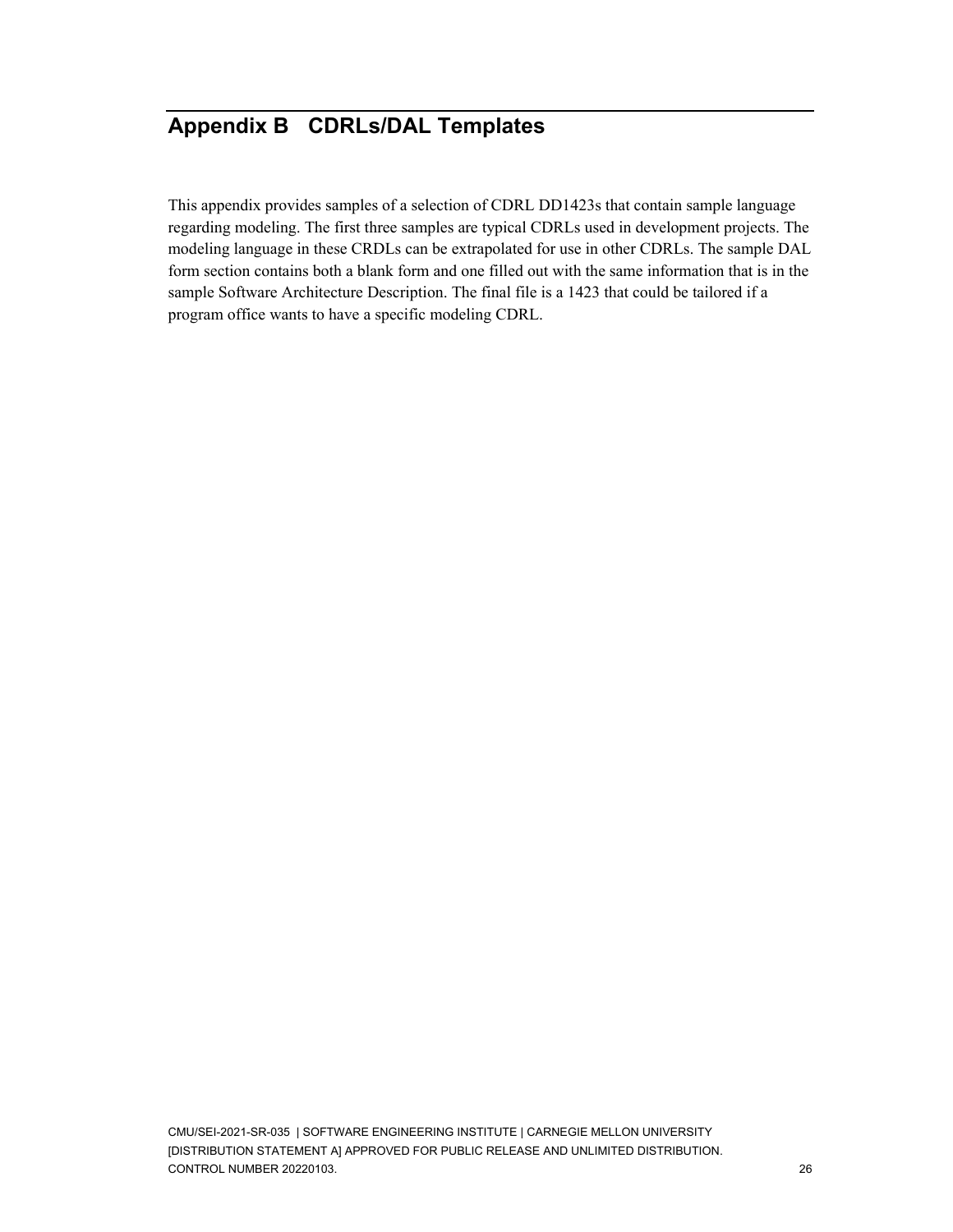# Appendix B CDRLs/DAL Templates

This appendix provides samples of a selection of CDRL DD1423s that contain sample language regarding modeling. The first three samples are typical CDRLs used in development projects. The modeling language in these CRDLs can be extrapolated for use in other CDRLs. The sample DAL form section contains both a blank form and one filled out with the same information that is in the sample Software Architecture Description. The final file is a 1423 that could be tailored if a program office wants to have a specific modeling CDRL.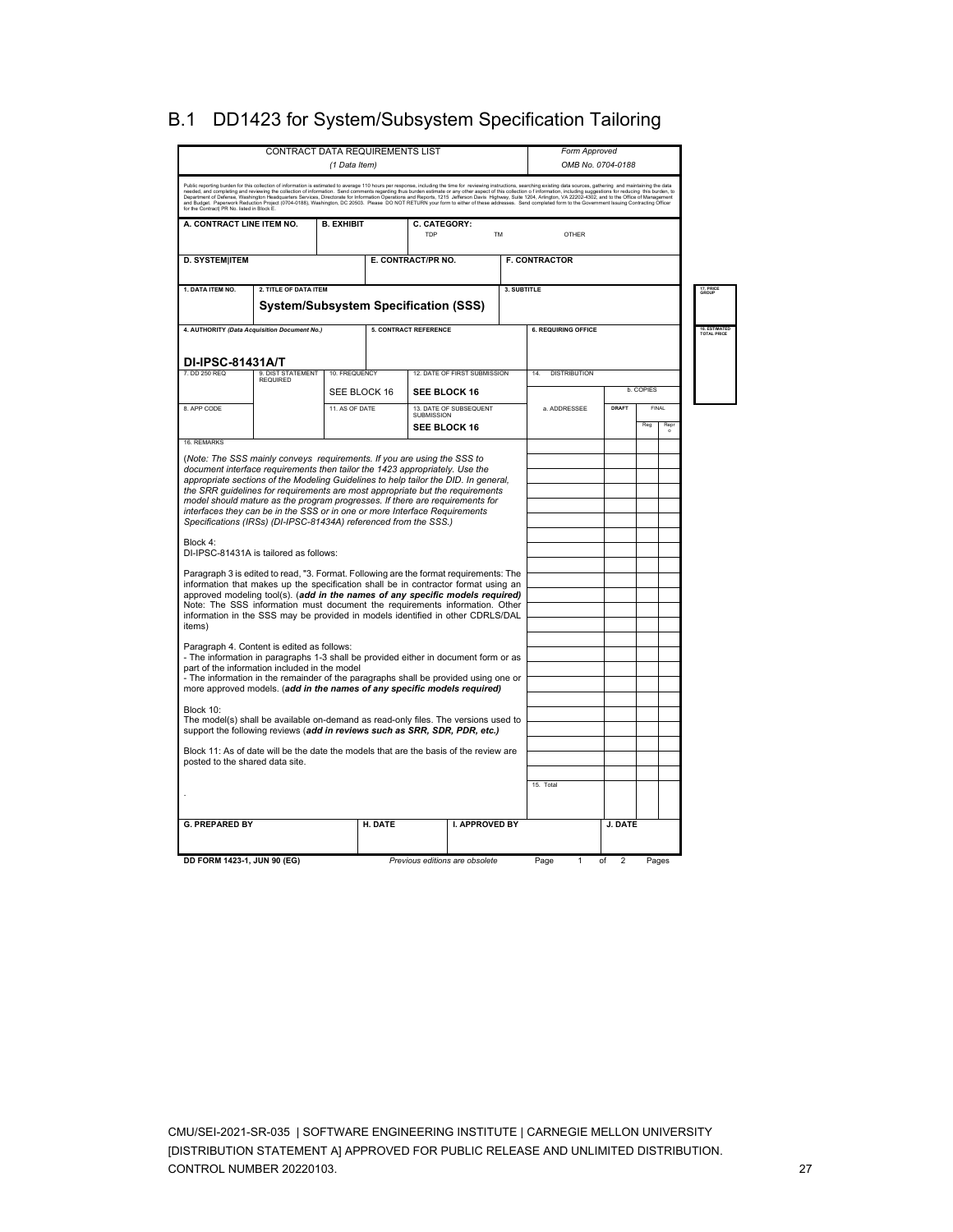## B.1 DD1423 for System/Subsystem Specification Tailoring

CONTRACT DATA REQUIREMENTS LIST

(1 Data Item)

Form Approved
OMB No. 0704-0188

Public reporting burden for this collection of information is estimated to average 110 hours per response, including the time for reviewing instructions, searching existing data sources, gathering and maintaining the data needed, and completing and reviewing the collection of information. Send comments regarding this burden estimate or any other aspect of this collection o f information, including suggestions for reducing this burden, to Department of Defense, Washington Headquarters Services, Directorate for Information Operations and Reports, 1215 Jefferson Davis Highway, Suite 1204, Arlington, VA 22202-4302, and to the Office of Management and Budget, Paperwork Reduction Project (0704-0188), Washington, DC 20503. Please DO NOT RETURN your form to either of these addresses. Send completed form to the Government Issuing Contracting Officer for the Contract| PR No. listed in Block E.

| A. CONTRACT LINE ITEM NO. | B. EXHIBIT | C. CATEGORY: TDP TM OTHER |
|---|---|---|
| **D. SYSTEM\|ITEM** | **E. CONTRACT/PR NO.** | **F. CONTRACTOR** |

| 1. DATA ITEM NO. | 2. TITLE OF DATA ITEM | 3. SUBTITLE | 17. PRICE GROUP |
|---|---|---|---|
| | **System/Subsystem Specification (SSS)** | | |

| 4. AUTHORITY (Data Acquisition Document No.) | 5. CONTRACT REFERENCE | 6. REQUIRING OFFICE | 18. ESTIMATED TOTAL PRICE |
|---|---|---|---|
| **DI-IPSC-81431A/T** | | | |

| 7. DD 250 REQ | 9. DIST STATEMENT REQUIRED | 10. FREQUENCY | 12. DATE OF FIRST SUBMISSION | 14. DISTRIBUTION |
|---|---|---|---|---|
| | | SEE BLOCK 16 | **SEE BLOCK 16** | |
| 8. APP CODE | | 11. AS OF DATE | 13. DATE OF SUBSEQUENT SUBMISSION | |
| | | | **SEE BLOCK 16** | |

| a. ADDRESSEE | b. COPIES DRAFT | FINAL Reg | FINAL Repro |
|---|---|---|---|
| | | | |
| 15. Total | | | |

16. REMARKS

(*Note: The SSS mainly conveys requirements. If you are using the SSS to document interface requirements then tailor the 1423 appropriately. Use the appropriate sections of the Modeling Guidelines to help tailor the DID. In general, the SRR guidelines for requirements are most appropriate but the requirements model should mature as the program progresses. If there are requirements for interfaces they can be in the SSS or in one or more Interface Requirements Specifications (IRSs) (DI-IPSC-81434A) referenced from the SSS.*)

Block 4:
DI-IPSC-81431A is tailored as follows:

Paragraph 3 is edited to read, "3. Format. Following are the format requirements: The information that makes up the specification shall be in contractor format using an approved modeling tool(s). (***add in the names of any specific models required***) Note: The SSS information must document the requirements information. Other information in the SSS may be provided in models identified in other CDRLS/DAL items)

Paragraph 4. Content is edited as follows:
- The information in paragraphs 1-3 shall be provided either in document form or as part of the information included in the model
- The information in the remainder of the paragraphs shall be provided using one or more approved models. (***add in the names of any specific models required***)

Block 10:
The model(s) shall be available on-demand as read-only files. The versions used to support the following reviews (***add in reviews such as SRR, SDR, PDR, etc.***)

Block 11: As of date will be the date the models that are the basis of the review are posted to the shared data site.

| G. PREPARED BY | H. DATE | I. APPROVED BY | J. DATE |
|---|---|---|---|
| | | | |

DD FORM 1423-1, JUN 90 (EG) — Previous editions are obsolete — Page 1 of 2 Pages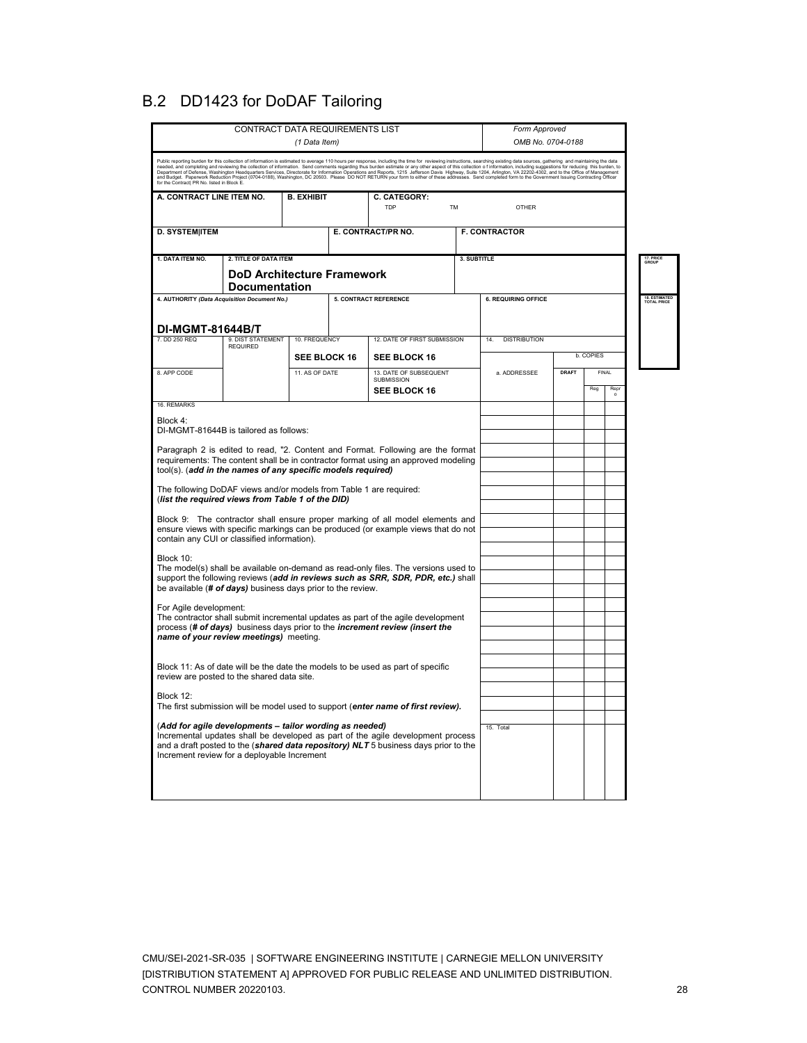## B.2 DD1423 for DoDAF Tailoring

CONTRACT DATA REQUIREMENTS LIST

(1 Data Item)

Form Approved

OMB No. 0704-0188

Public reporting burden for this collection of information is estimated to average 110 hours per response, including the time for reviewing instructions, searching existing data sources, gathering and maintaining the data needed, and completing and reviewing the collection of information. Send comments regarding thus burden estimate or any other aspect of this collection o f information, including suggestions for reducing this burden, to Department of Defense, Washington Headquarters Services, Directorate for Information Operations and Reports, 1215 Jefferson Davis Highway, Suite 1204, Arlington, VA 22202-4302, and to the Office of Management and Budget. Paperwork Reduction Project (0704-0188), Washington, DC 20503. Please DO NOT RETURN your form to either of these addresses. Send completed form to the Government Issuing Contracting Officer for the Contract| PR No. listed in Block E.

| A. CONTRACT LINE ITEM NO. | B. EXHIBIT | C. CATEGORY: TDP TM OTHER |
|---|---|---|
| | | |

| D. SYSTEM\|ITEM | E. CONTRACT/PR NO. | F. CONTRACTOR |
|---|---|---|
| | | |

| 1. DATA ITEM NO. | 2. TITLE OF DATA ITEM | 3. SUBTITLE | 17. PRICE GROUP |
|---|---|---|---|
| | **DoD Architecture Framework Documentation** | | |

| 4. AUTHORITY (Data Acquisition Document No.) | 5. CONTRACT REFERENCE | 6. REQUIRING OFFICE | 18. ESTIMATED TOTAL PRICE |
|---|---|---|---|
| **DI-MGMT-81644B/T** | | | |

| 7. DD 250 REQ | 9. DIST STATEMENT REQUIRED | 10. FREQUENCY | 12. DATE OF FIRST SUBMISSION | 14. DISTRIBUTION |
|---|---|---|---|---|
| | | **SEE BLOCK 16** | **SEE BLOCK 16** | |
| 8. APP CODE | | 11. AS OF DATE | 13. DATE OF SUBSEQUENT SUBMISSION **SEE BLOCK 16** | |

| a. ADDRESSEE | b. COPIES DRAFT | FINAL Reg | FINAL Repro |
|---|---|---|---|
| | | | |
| 15. Total | | | |

16. REMARKS

Block 4:
DI-MGMT-81644B is tailored as follows:

Paragraph 2 is edited to read, "2. Content and Format. Following are the format requirements: The content shall be in contractor format using an approved modeling tool(s). (***add in the names of any specific models required)***

The following DoDAF views and/or models from Table 1 are required:
(***list the required views from Table 1 of the DID)***

Block 9: The contractor shall ensure proper marking of all model elements and ensure views with specific markings can be produced (or example views that do not contain any CUI or classified information).

Block 10:
The model(s) shall be available on-demand as read-only files. The versions used to support the following reviews (***add in reviews such as SRR, SDR, PDR, etc.)*** shall be available (***# of days)*** business days prior to the review.

For Agile development:
The contractor shall submit incremental updates as part of the agile development process (***# of days)*** business days prior to the ***increment review (insert the name of your review meetings)*** meeting.

Block 11: As of date will be the date the models to be used as part of specific review are posted to the shared data site.

Block 12:
The first submission will be model used to support (***enter name of first review).***

(***Add for agile developments – tailor wording as needed)***
Incremental updates shall be developed as part of the agile development process and a draft posted to the (***shared data repository) NLT*** 5 business days prior to the Increment review for a deployable Increment

CMU/SEI-2021-SR-035 | SOFTWARE ENGINEERING INSTITUTE | CARNEGIE MELLON UNIVERSITY
[DISTRIBUTION STATEMENT A] APPROVED FOR PUBLIC RELEASE AND UNLIMITED DISTRIBUTION. CONTROL NUMBER 20220103.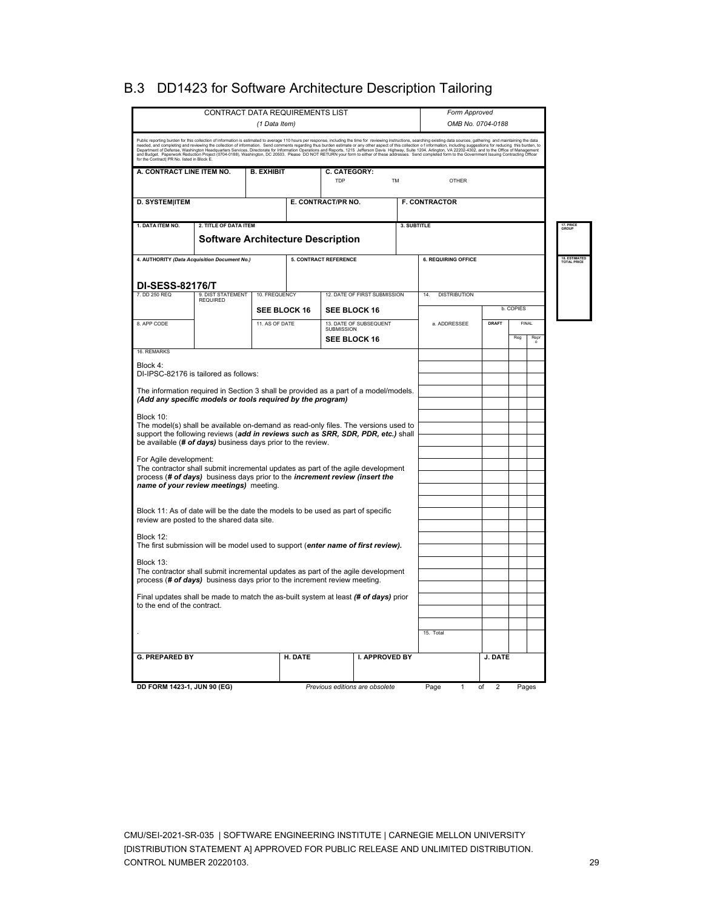## B.3 DD1423 for Software Architecture Description Tailoring

CONTRACT DATA REQUIREMENTS LIST
*(1 Data Item)*

*Form Approved*
*OMB No. 0704-0188*

Public reporting burden for this collection of information is estimated to average 110 hours per response, including the time for reviewing instructions, searching existing data sources, gathering and maintaining the data needed, and completing and reviewing the collection of information. Send comments regarding this burden estimate or any other aspect of this collection o f information, including suggestions for reducing this burden, to Department of Defense, Washington Headquarters Services, Directorate for Information Operations and Reports, 1215 Jefferson Davis Highway, Suite 1204, Arlington, VA 22202-4302, and to the Office of Management and Budget. Paperwork Reduction Project (0704-0188), Washington, DC 20503. Please DO NOT RETURN your form to either of these addresses. Send completed form to the Government Issuing Contracting Officer for the Contract| PR No. listed in Block E.

| A. CONTRACT LINE ITEM NO. | B. EXHIBIT | C. CATEGORY: TDP TM OTHER |
|---|---|---|
| **D. SYSTEM\|ITEM** | **E. CONTRACT/PR NO.** | **F. CONTRACTOR** |

| 1. DATA ITEM NO. | 2. TITLE OF DATA ITEM | 3. SUBTITLE | 17. PRICE GROUP |
|---|---|---|---|
| | **Software Architecture Description** | | |

| 4. AUTHORITY *(Data Acquisition Document No.)* | 5. CONTRACT REFERENCE | 6. REQUIRING OFFICE | 18. ESTIMATED TOTAL PRICE |
|---|---|---|---|
| **DI-SESS-82176/T** | | | |

| 7. DD 250 REQ | 9. DIST STATEMENT REQUIRED | 10. FREQUENCY | 12. DATE OF FIRST SUBMISSION | 14. DISTRIBUTION |
|---|---|---|---|---|
| | | **SEE BLOCK 16** | **SEE BLOCK 16** | |
| **8. APP CODE** | | **11. AS OF DATE** | **13. DATE OF SUBSEQUENT SUBMISSION** | a. ADDRESSEE / b. COPIES: DRAFT, FINAL (Reg, Repro) |
| | | | **SEE BLOCK 16** | |

16. REMARKS

Block 4:
DI-IPSC-82176 is tailored as follows:

The information required in Section 3 shall be provided as a part of a model/models. ***(Add any specific models or tools required by the program)***

Block 10:
The model(s) shall be available on-demand as read-only files. The versions used to support the following reviews (***add in reviews such as SRR, SDR, PDR, etc.)*** shall be available (***# of days)*** business days prior to the review.

For Agile development:
The contractor shall submit incremental updates as part of the agile development process (***# of days)*** business days prior to the ***increment review (insert the name of your review meetings)*** meeting.

Block 11: As of date will be the date the models to be used as part of specific review are posted to the shared data site.

Block 12:
The first submission will be model used to support (***enter name of first review).***

Block 13:
The contractor shall submit incremental updates as part of the agile development process (***# of days)*** business days prior to the increment review meeting.

Final updates shall be made to match the as-built system at least ***(# of days)*** prior to the end of the contract.

.

15. Total

| G. PREPARED BY | H. DATE | I. APPROVED BY | J. DATE |
|---|---|---|---|
| | | | |

**DD FORM 1423-1, JUN 90 (EG)** *Previous editions are obsolete* Page 1 of 2 Pages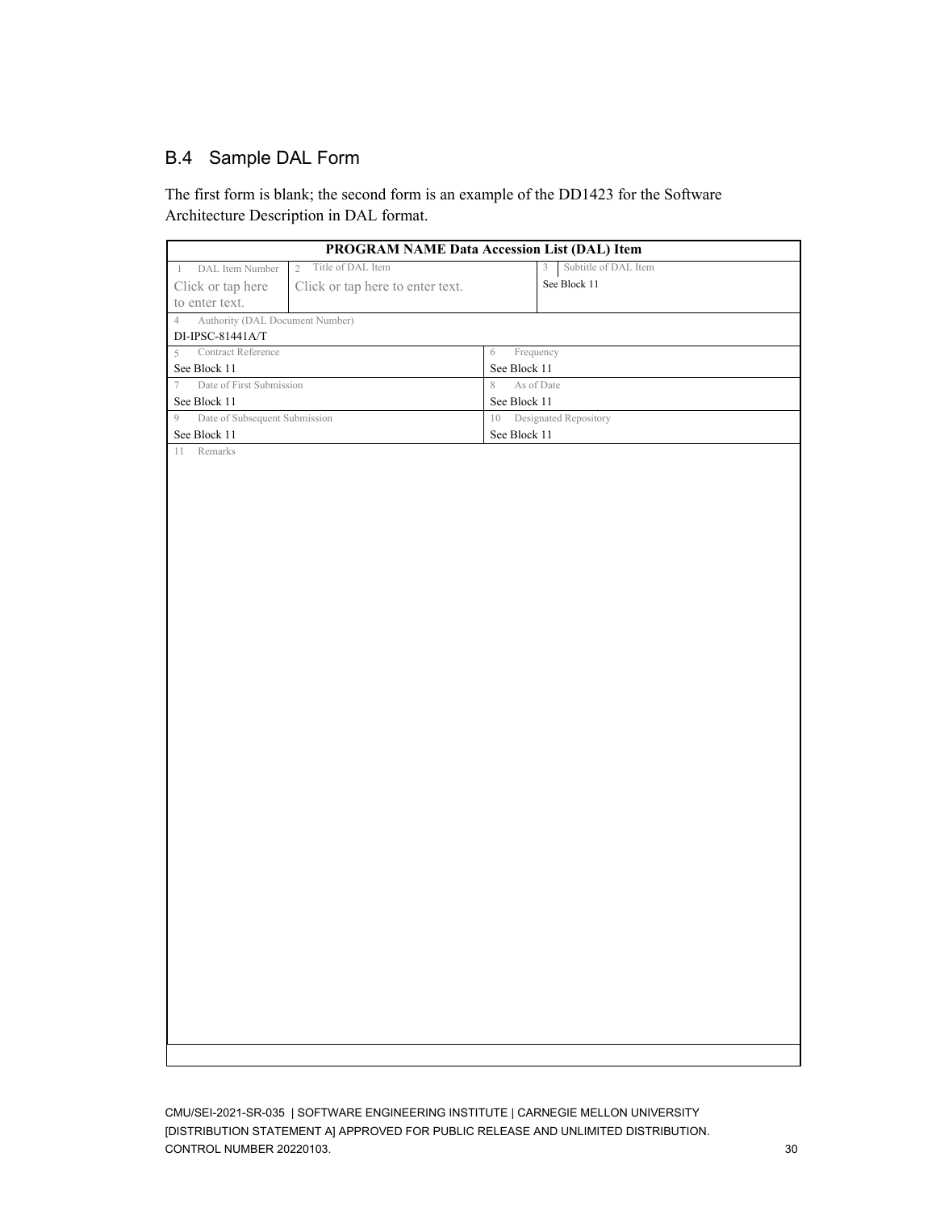## B.4 Sample DAL Form

The first form is blank; the second form is an example of the DD1423 for the Software Architecture Description in DAL format.

| PROGRAM NAME Data Accession List (DAL) Item | | |
|---|---|---|
| 1 DAL Item Number<br>Click or tap here to enter text. | 2 Title of DAL Item<br>Click or tap here to enter text. | 3 Subtitle of DAL Item<br>See Block 11 |
| 4 Authority (DAL Document Number)<br>DI-IPSC-81441A/T | | |
| 5 Contract Reference<br>See Block 11 | | 6 Frequency<br>See Block 11 |
| 7 Date of First Submission<br>See Block 11 | | 8 As of Date<br>See Block 11 |
| 9 Date of Subsequent Submission<br>See Block 11 | | 10 Designated Repository<br>See Block 11 |
| 11 Remarks | | |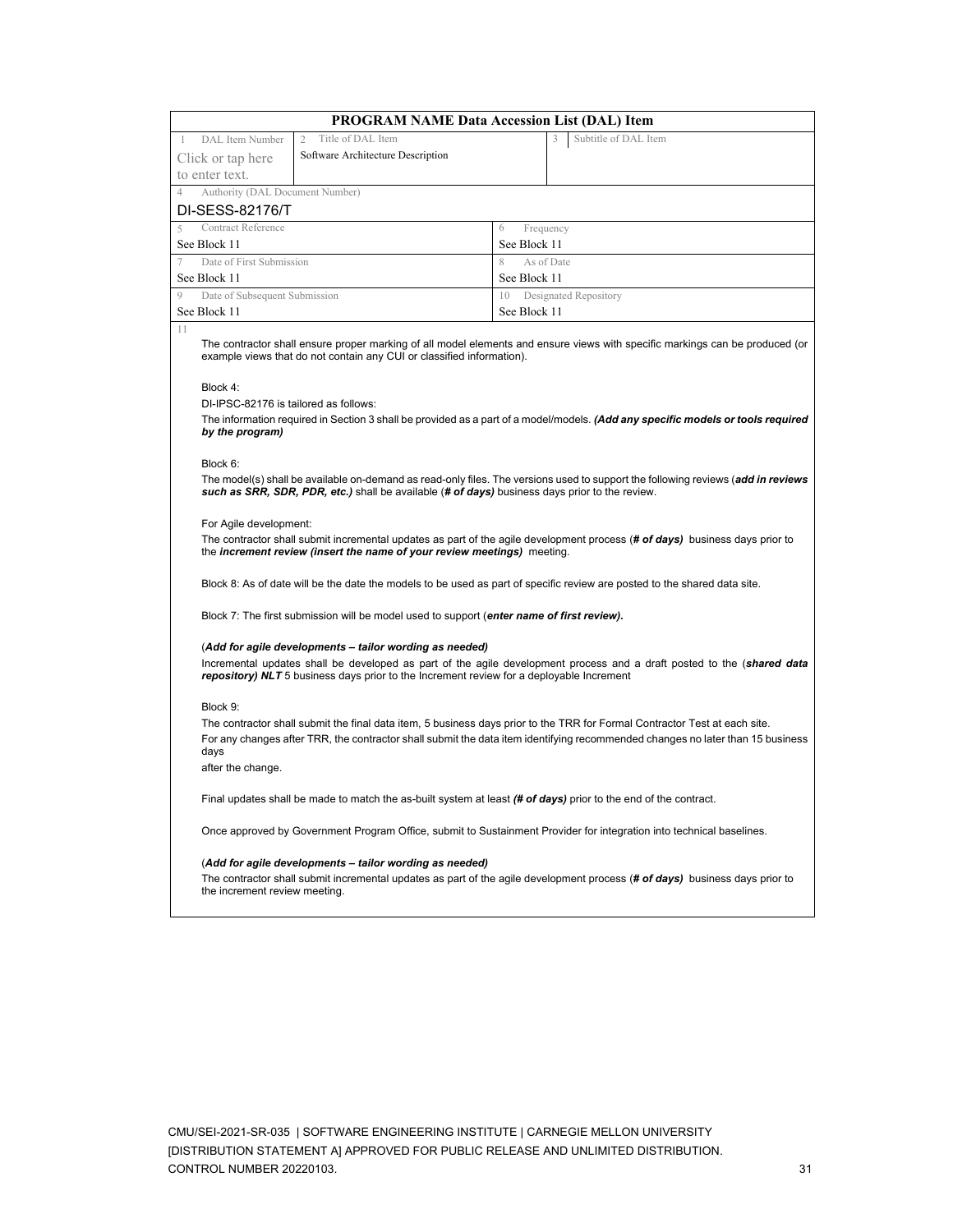**PROGRAM NAME Data Accession List (DAL) Item**

| 1 DAL Item Number | 2 Title of DAL Item | 3 Subtitle of DAL Item |
|---|---|---|
| Click or tap here to enter text. | Software Architecture Description | |

| 4 Authority (DAL Document Number) | |
|---|---|
| DI-SESS-82176/T | |
| **5 Contract Reference** | **6 Frequency** |
| See Block 11 | See Block 11 |
| **7 Date of First Submission** | **8 As of Date** |
| See Block 11 | See Block 11 |
| **9 Date of Subsequent Submission** | **10 Designated Repository** |
| See Block 11 | See Block 11 |

11

The contractor shall ensure proper marking of all model elements and ensure views with specific markings can be produced (or example views that do not contain any CUI or classified information).

Block 4:

DI-IPSC-82176 is tailored as follows:

The information required in Section 3 shall be provided as a part of a model/models. ***(Add any specific models or tools required by the program)***

Block 6:

The model(s) shall be available on-demand as read-only files. The versions used to support the following reviews (***add in reviews such as SRR, SDR, PDR, etc.)*** shall be available (***# of days)*** business days prior to the review.

For Agile development:

The contractor shall submit incremental updates as part of the agile development process (***# of days)*** business days prior to the ***increment review (insert the name of your review meetings)*** meeting.

Block 8: As of date will be the date the models to be used as part of specific review are posted to the shared data site.

Block 7: The first submission will be model used to support (***enter name of first review).***

(***Add for agile developments – tailor wording as needed)***

Incremental updates shall be developed as part of the agile development process and a draft posted to the (***shared data repository) NLT*** 5 business days prior to the Increment review for a deployable Increment

Block 9:

The contractor shall submit the final data item, 5 business days prior to the TRR for Formal Contractor Test at each site.

For any changes after TRR, the contractor shall submit the data item identifying recommended changes no later than 15 business days

after the change.

Final updates shall be made to match the as-built system at least ***(# of days)*** prior to the end of the contract.

Once approved by Government Program Office, submit to Sustainment Provider for integration into technical baselines.

(***Add for agile developments – tailor wording as needed)***

The contractor shall submit incremental updates as part of the agile development process (***# of days)*** business days prior to the increment review meeting.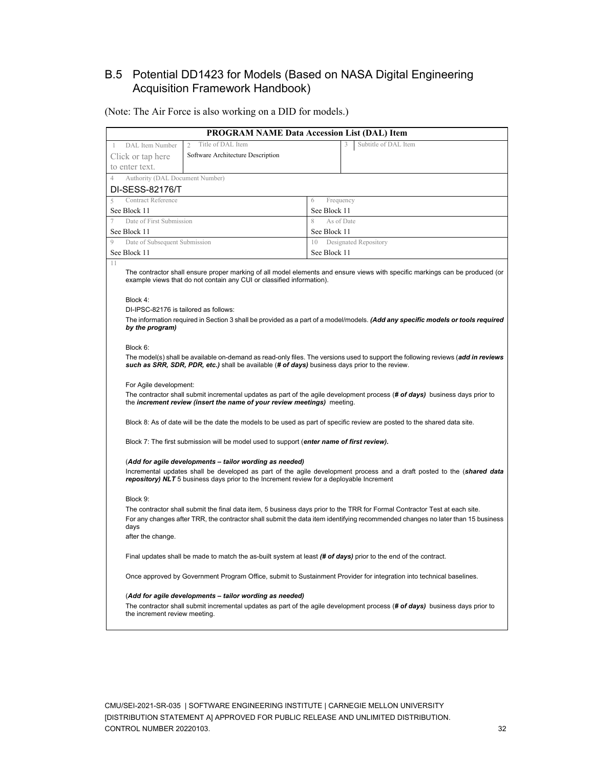## B.5 Potential DD1423 for Models (Based on NASA Digital Engineering Acquisition Framework Handbook)

(Note: The Air Force is also working on a DID for models.)

| **PROGRAM NAME Data Accession List (DAL) Item** | | | |
|---|---|---|---|
| 1 DAL Item Number<br>Click or tap here to enter text. | 2 Title of DAL Item<br>Software Architecture Description | | 3 Subtitle of DAL Item |
| 4 Authority (DAL Document Number)<br>DI-SESS-82176/T | | | |
| 5 Contract Reference<br>See Block 11 | | 6 Frequency<br>See Block 11 | |
| 7 Date of First Submission<br>See Block 11 | | 8 As of Date<br>See Block 11 | |
| 9 Date of Subsequent Submission<br>See Block 11 | | 10 Designated Repository<br>See Block 11 | |

11

The contractor shall ensure proper marking of all model elements and ensure views with specific markings can be produced (or example views that do not contain any CUI or classified information).

Block 4:

DI-IPSC-82176 is tailored as follows:

The information required in Section 3 shall be provided as a part of a model/models. ***(Add any specific models or tools required by the program)***

Block 6:

The model(s) shall be available on-demand as read-only files. The versions used to support the following reviews (***add in reviews such as SRR, SDR, PDR, etc.)*** shall be available (***# of days)*** business days prior to the review.

For Agile development:

The contractor shall submit incremental updates as part of the agile development process (***# of days)*** business days prior to the ***increment review (insert the name of your review meetings)*** meeting.

Block 8: As of date will be the date the models to be used as part of specific review are posted to the shared data site.

Block 7: The first submission will be model used to support (***enter name of first review).***

(***Add for agile developments – tailor wording as needed)***

Incremental updates shall be developed as part of the agile development process and a draft posted to the (***shared data repository) NLT*** 5 business days prior to the Increment review for a deployable Increment

Block 9:

The contractor shall submit the final data item, 5 business days prior to the TRR for Formal Contractor Test at each site.

For any changes after TRR, the contractor shall submit the data item identifying recommended changes no later than 15 business days after the change.

Final updates shall be made to match the as-built system at least ***(# of days)*** prior to the end of the contract.

Once approved by Government Program Office, submit to Sustainment Provider for integration into technical baselines.

(***Add for agile developments – tailor wording as needed)***

The contractor shall submit incremental updates as part of the agile development process (***# of days)*** business days prior to the increment review meeting.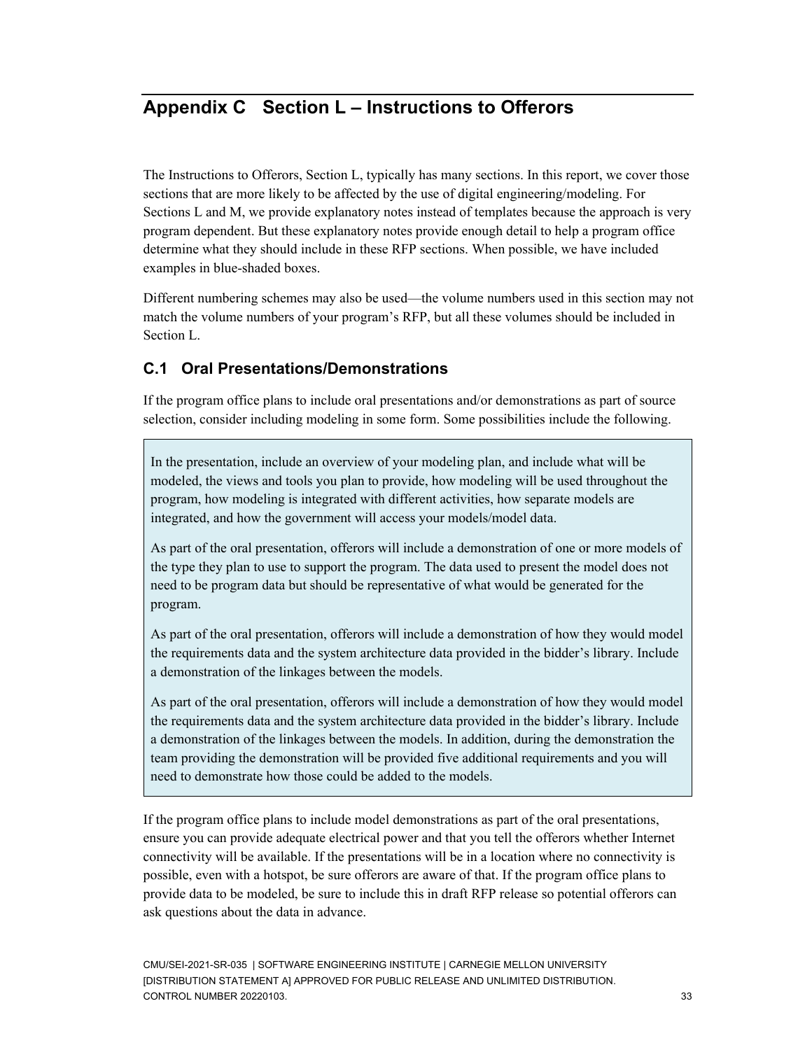# Appendix C Section L – Instructions to Offerors

The Instructions to Offerors, Section L, typically has many sections. In this report, we cover those sections that are more likely to be affected by the use of digital engineering/modeling. For Sections L and M, we provide explanatory notes instead of templates because the approach is very program dependent. But these explanatory notes provide enough detail to help a program office determine what they should include in these RFP sections. When possible, we have included examples in blue-shaded boxes.

Different numbering schemes may also be used—the volume numbers used in this section may not match the volume numbers of your program's RFP, but all these volumes should be included in Section L.

## C.1 Oral Presentations/Demonstrations

If the program office plans to include oral presentations and/or demonstrations as part of source selection, consider including modeling in some form. Some possibilities include the following.

> In the presentation, include an overview of your modeling plan, and include what will be modeled, the views and tools you plan to provide, how modeling will be used throughout the program, how modeling is integrated with different activities, how separate models are integrated, and how the government will access your models/model data.
>
> As part of the oral presentation, offerors will include a demonstration of one or more models of the type they plan to use to support the program. The data used to present the model does not need to be program data but should be representative of what would be generated for the program.
>
> As part of the oral presentation, offerors will include a demonstration of how they would model the requirements data and the system architecture data provided in the bidder's library. Include a demonstration of the linkages between the models.
>
> As part of the oral presentation, offerors will include a demonstration of how they would model the requirements data and the system architecture data provided in the bidder's library. Include a demonstration of the linkages between the models. In addition, during the demonstration the team providing the demonstration will be provided five additional requirements and you will need to demonstrate how those could be added to the models.

If the program office plans to include model demonstrations as part of the oral presentations, ensure you can provide adequate electrical power and that you tell the offerors whether Internet connectivity will be available. If the presentations will be in a location where no connectivity is possible, even with a hotspot, be sure offerors are aware of that. If the program office plans to provide data to be modeled, be sure to include this in draft RFP release so potential offerors can ask questions about the data in advance.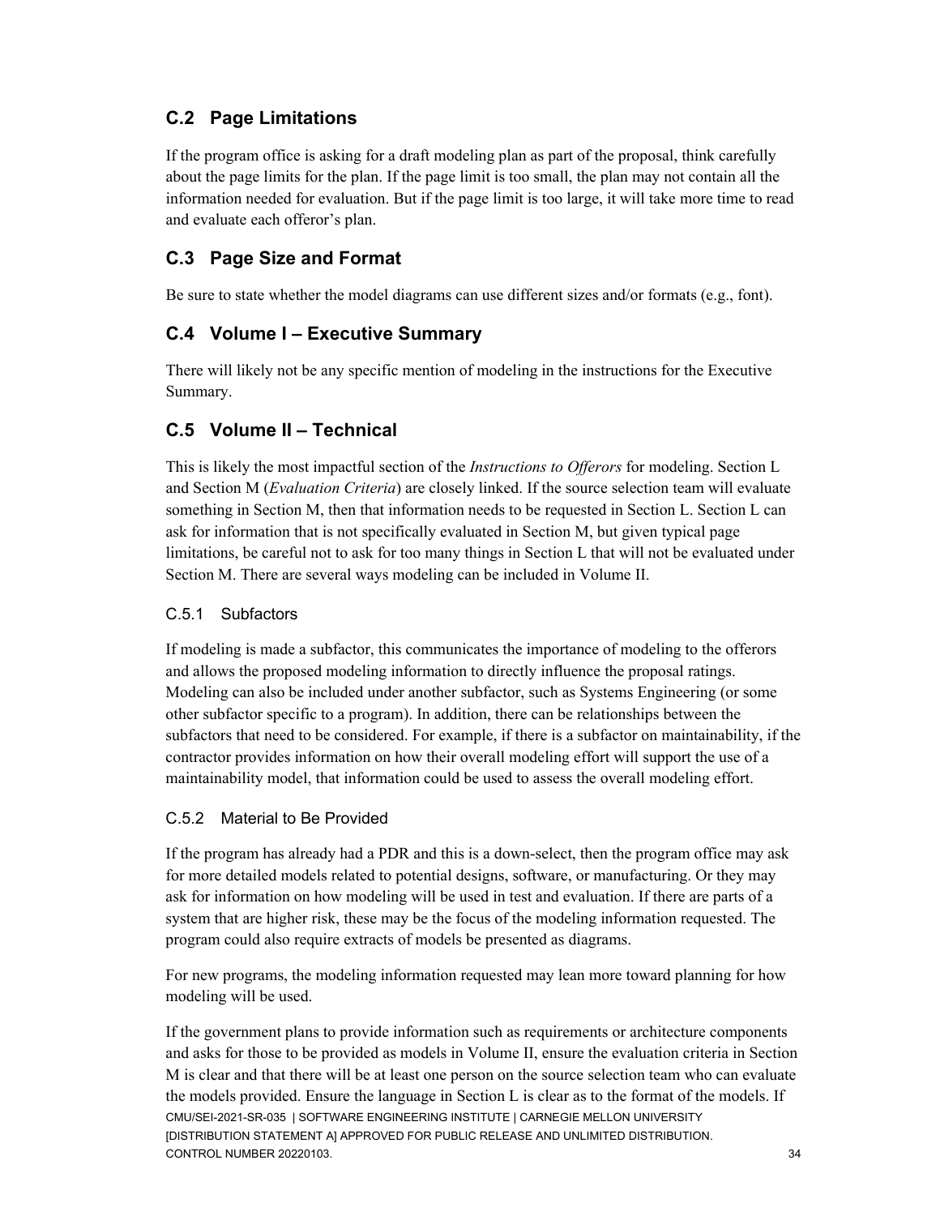## C.2 Page Limitations

If the program office is asking for a draft modeling plan as part of the proposal, think carefully about the page limits for the plan. If the page limit is too small, the plan may not contain all the information needed for evaluation. But if the page limit is too large, it will take more time to read and evaluate each offeror's plan.

## C.3 Page Size and Format

Be sure to state whether the model diagrams can use different sizes and/or formats (e.g., font).

## C.4 Volume I – Executive Summary

There will likely not be any specific mention of modeling in the instructions for the Executive Summary.

## C.5 Volume II – Technical

This is likely the most impactful section of the *Instructions to Offerors* for modeling. Section L and Section M (*Evaluation Criteria*) are closely linked. If the source selection team will evaluate something in Section M, then that information needs to be requested in Section L. Section L can ask for information that is not specifically evaluated in Section M, but given typical page limitations, be careful not to ask for too many things in Section L that will not be evaluated under Section M. There are several ways modeling can be included in Volume II.

### C.5.1 Subfactors

If modeling is made a subfactor, this communicates the importance of modeling to the offerors and allows the proposed modeling information to directly influence the proposal ratings. Modeling can also be included under another subfactor, such as Systems Engineering (or some other subfactor specific to a program). In addition, there can be relationships between the subfactors that need to be considered. For example, if there is a subfactor on maintainability, if the contractor provides information on how their overall modeling effort will support the use of a maintainability model, that information could be used to assess the overall modeling effort.

### C.5.2 Material to Be Provided

If the program has already had a PDR and this is a down-select, then the program office may ask for more detailed models related to potential designs, software, or manufacturing. Or they may ask for information on how modeling will be used in test and evaluation. If there are parts of a system that are higher risk, these may be the focus of the modeling information requested. The program could also require extracts of models be presented as diagrams.

For new programs, the modeling information requested may lean more toward planning for how modeling will be used.

If the government plans to provide information such as requirements or architecture components and asks for those to be provided as models in Volume II, ensure the evaluation criteria in Section M is clear and that there will be at least one person on the source selection team who can evaluate the models provided. Ensure the language in Section L is clear as to the format of the models. If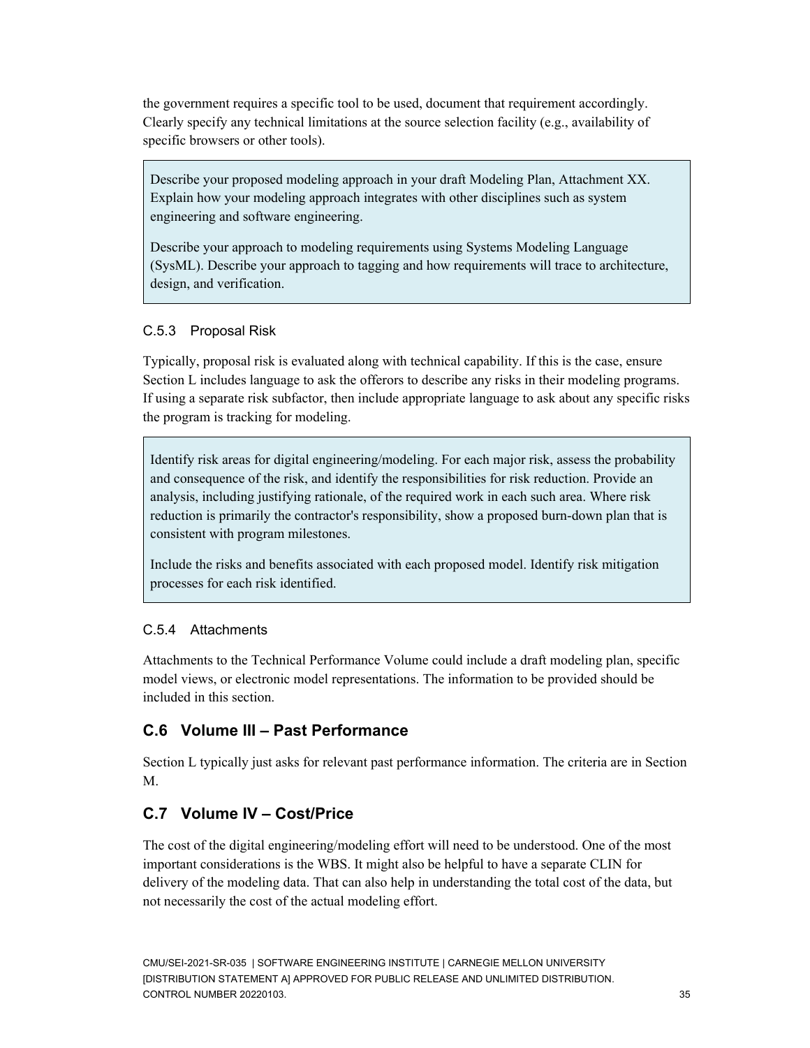the government requires a specific tool to be used, document that requirement accordingly. Clearly specify any technical limitations at the source selection facility (e.g., availability of specific browsers or other tools).

> Describe your proposed modeling approach in your draft Modeling Plan, Attachment XX. Explain how your modeling approach integrates with other disciplines such as system engineering and software engineering.
>
> Describe your approach to modeling requirements using Systems Modeling Language (SysML). Describe your approach to tagging and how requirements will trace to architecture, design, and verification.

### C.5.3 Proposal Risk

Typically, proposal risk is evaluated along with technical capability. If this is the case, ensure Section L includes language to ask the offerors to describe any risks in their modeling programs. If using a separate risk subfactor, then include appropriate language to ask about any specific risks the program is tracking for modeling.

> Identify risk areas for digital engineering/modeling. For each major risk, assess the probability and consequence of the risk, and identify the responsibilities for risk reduction. Provide an analysis, including justifying rationale, of the required work in each such area. Where risk reduction is primarily the contractor's responsibility, show a proposed burn-down plan that is consistent with program milestones.
>
> Include the risks and benefits associated with each proposed model. Identify risk mitigation processes for each risk identified.

### C.5.4 Attachments

Attachments to the Technical Performance Volume could include a draft modeling plan, specific model views, or electronic model representations. The information to be provided should be included in this section.

## C.6 Volume III – Past Performance

Section L typically just asks for relevant past performance information. The criteria are in Section M.

## C.7 Volume IV – Cost/Price

The cost of the digital engineering/modeling effort will need to be understood. One of the most important considerations is the WBS. It might also be helpful to have a separate CLIN for delivery of the modeling data. That can also help in understanding the total cost of the data, but not necessarily the cost of the actual modeling effort.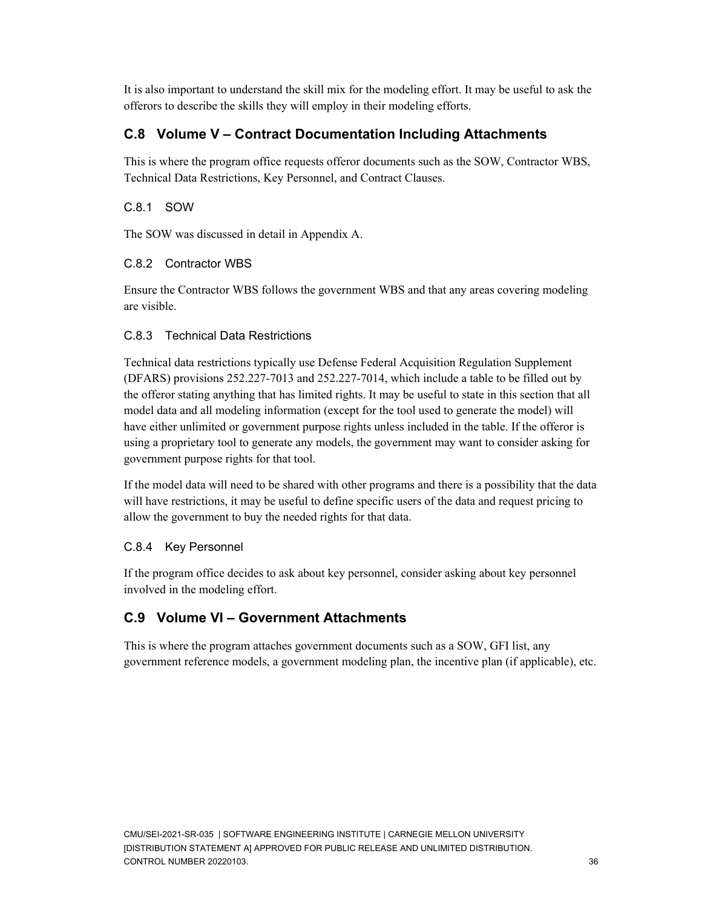It is also important to understand the skill mix for the modeling effort. It may be useful to ask the offerors to describe the skills they will employ in their modeling efforts.

## C.8 Volume V – Contract Documentation Including Attachments

This is where the program office requests offeror documents such as the SOW, Contractor WBS, Technical Data Restrictions, Key Personnel, and Contract Clauses.

### C.8.1 SOW

The SOW was discussed in detail in Appendix A.

### C.8.2 Contractor WBS

Ensure the Contractor WBS follows the government WBS and that any areas covering modeling are visible.

### C.8.3 Technical Data Restrictions

Technical data restrictions typically use Defense Federal Acquisition Regulation Supplement (DFARS) provisions 252.227-7013 and 252.227-7014, which include a table to be filled out by the offeror stating anything that has limited rights. It may be useful to state in this section that all model data and all modeling information (except for the tool used to generate the model) will have either unlimited or government purpose rights unless included in the table. If the offeror is using a proprietary tool to generate any models, the government may want to consider asking for government purpose rights for that tool.

If the model data will need to be shared with other programs and there is a possibility that the data will have restrictions, it may be useful to define specific users of the data and request pricing to allow the government to buy the needed rights for that data.

### C.8.4 Key Personnel

If the program office decides to ask about key personnel, consider asking about key personnel involved in the modeling effort.

## C.9 Volume VI – Government Attachments

This is where the program attaches government documents such as a SOW, GFI list, any government reference models, a government modeling plan, the incentive plan (if applicable), etc.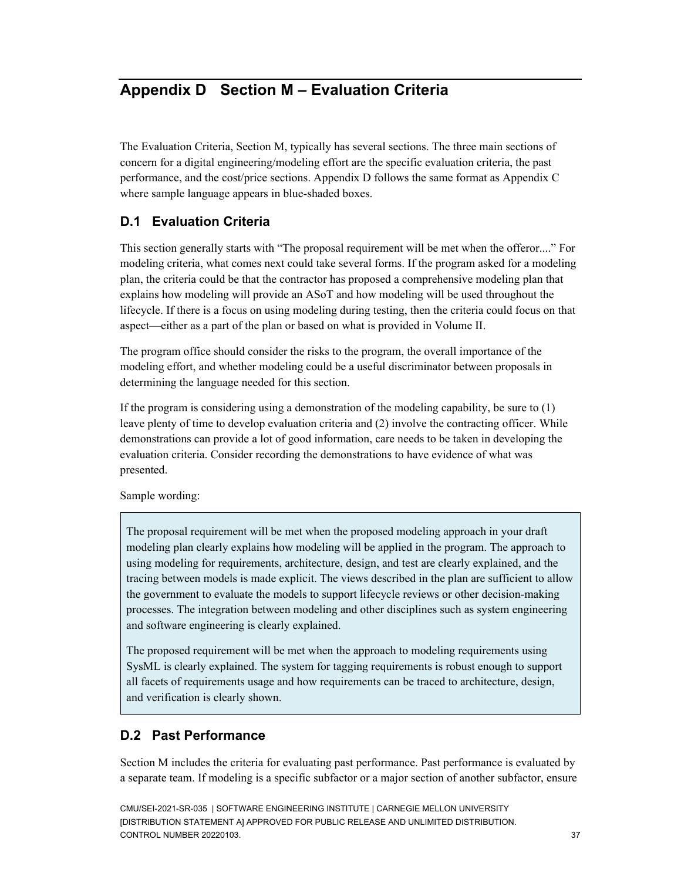# Appendix D Section M – Evaluation Criteria

The Evaluation Criteria, Section M, typically has several sections. The three main sections of concern for a digital engineering/modeling effort are the specific evaluation criteria, the past performance, and the cost/price sections. Appendix D follows the same format as Appendix C where sample language appears in blue-shaded boxes.

## D.1 Evaluation Criteria

This section generally starts with "The proposal requirement will be met when the offeror...." For modeling criteria, what comes next could take several forms. If the program asked for a modeling plan, the criteria could be that the contractor has proposed a comprehensive modeling plan that explains how modeling will provide an ASoT and how modeling will be used throughout the lifecycle. If there is a focus on using modeling during testing, then the criteria could focus on that aspect—either as a part of the plan or based on what is provided in Volume II.

The program office should consider the risks to the program, the overall importance of the modeling effort, and whether modeling could be a useful discriminator between proposals in determining the language needed for this section.

If the program is considering using a demonstration of the modeling capability, be sure to (1) leave plenty of time to develop evaluation criteria and (2) involve the contracting officer. While demonstrations can provide a lot of good information, care needs to be taken in developing the evaluation criteria. Consider recording the demonstrations to have evidence of what was presented.

Sample wording:

> The proposal requirement will be met when the proposed modeling approach in your draft modeling plan clearly explains how modeling will be applied in the program. The approach to using modeling for requirements, architecture, design, and test are clearly explained, and the tracing between models is made explicit. The views described in the plan are sufficient to allow the government to evaluate the models to support lifecycle reviews or other decision-making processes. The integration between modeling and other disciplines such as system engineering and software engineering is clearly explained.
>
> The proposed requirement will be met when the approach to modeling requirements using SysML is clearly explained. The system for tagging requirements is robust enough to support all facets of requirements usage and how requirements can be traced to architecture, design, and verification is clearly shown.

## D.2 Past Performance

Section M includes the criteria for evaluating past performance. Past performance is evaluated by a separate team. If modeling is a specific subfactor or a major section of another subfactor, ensure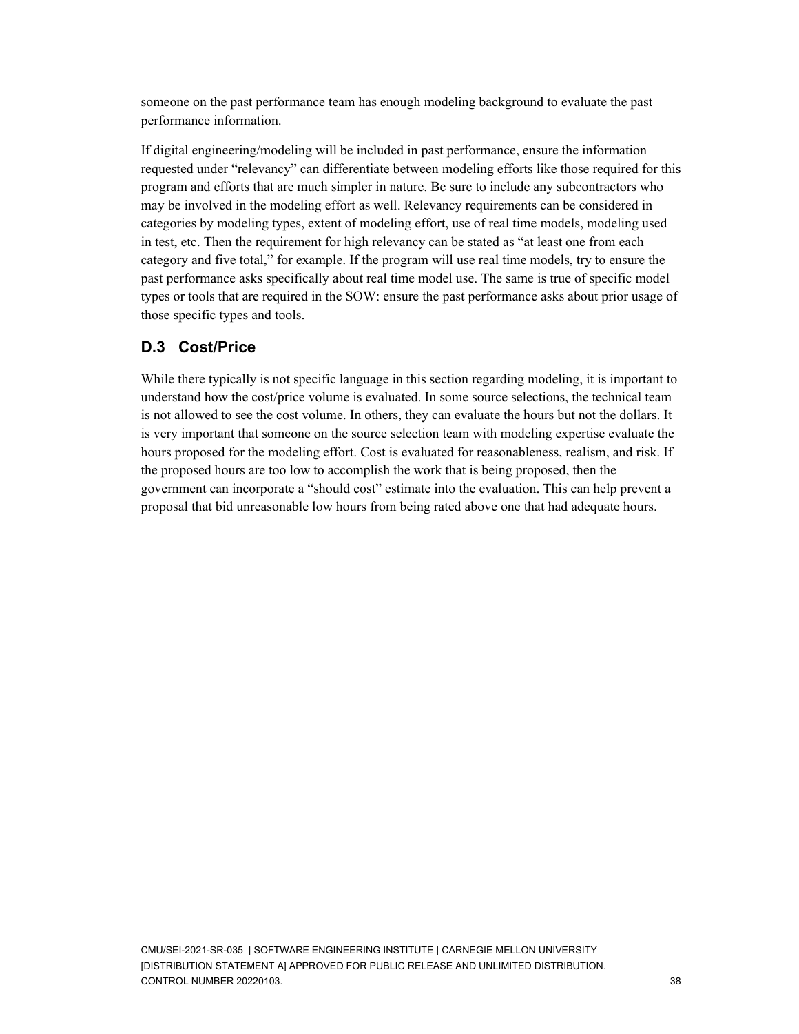someone on the past performance team has enough modeling background to evaluate the past performance information.

If digital engineering/modeling will be included in past performance, ensure the information requested under "relevancy" can differentiate between modeling efforts like those required for this program and efforts that are much simpler in nature. Be sure to include any subcontractors who may be involved in the modeling effort as well. Relevancy requirements can be considered in categories by modeling types, extent of modeling effort, use of real time models, modeling used in test, etc. Then the requirement for high relevancy can be stated as "at least one from each category and five total," for example. If the program will use real time models, try to ensure the past performance asks specifically about real time model use. The same is true of specific model types or tools that are required in the SOW: ensure the past performance asks about prior usage of those specific types and tools.

## D.3 Cost/Price

While there typically is not specific language in this section regarding modeling, it is important to understand how the cost/price volume is evaluated. In some source selections, the technical team is not allowed to see the cost volume. In others, they can evaluate the hours but not the dollars. It is very important that someone on the source selection team with modeling expertise evaluate the hours proposed for the modeling effort. Cost is evaluated for reasonableness, realism, and risk. If the proposed hours are too low to accomplish the work that is being proposed, then the government can incorporate a "should cost" estimate into the evaluation. This can help prevent a proposal that bid unreasonable low hours from being rated above one that had adequate hours.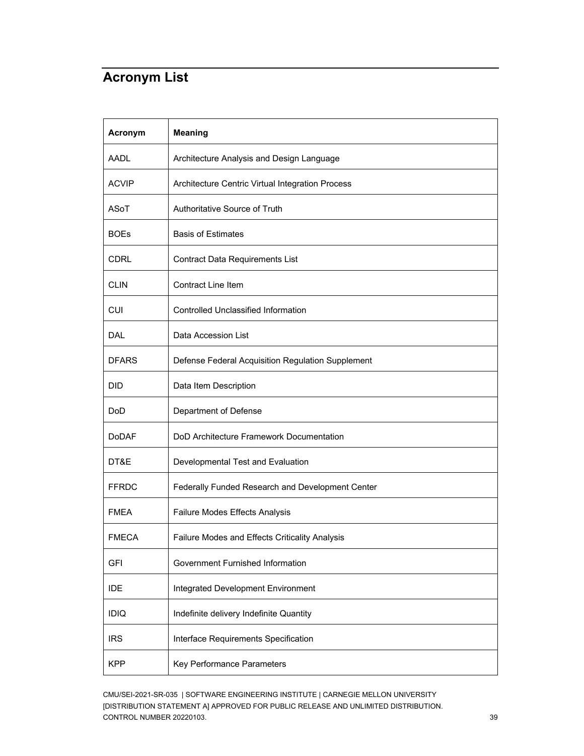# Acronym List

| Acronym | Meaning |
|---|---|
| AADL | Architecture Analysis and Design Language |
| ACVIP | Architecture Centric Virtual Integration Process |
| ASoT | Authoritative Source of Truth |
| BOEs | Basis of Estimates |
| CDRL | Contract Data Requirements List |
| CLIN | Contract Line Item |
| CUI | Controlled Unclassified Information |
| DAL | Data Accession List |
| DFARS | Defense Federal Acquisition Regulation Supplement |
| DID | Data Item Description |
| DoD | Department of Defense |
| DoDAF | DoD Architecture Framework Documentation |
| DT&E | Developmental Test and Evaluation |
| FFRDC | Federally Funded Research and Development Center |
| FMEA | Failure Modes Effects Analysis |
| FMECA | Failure Modes and Effects Criticality Analysis |
| GFI | Government Furnished Information |
| IDE | Integrated Development Environment |
| IDIQ | Indefinite delivery Indefinite Quantity |
| IRS | Interface Requirements Specification |
| KPP | Key Performance Parameters |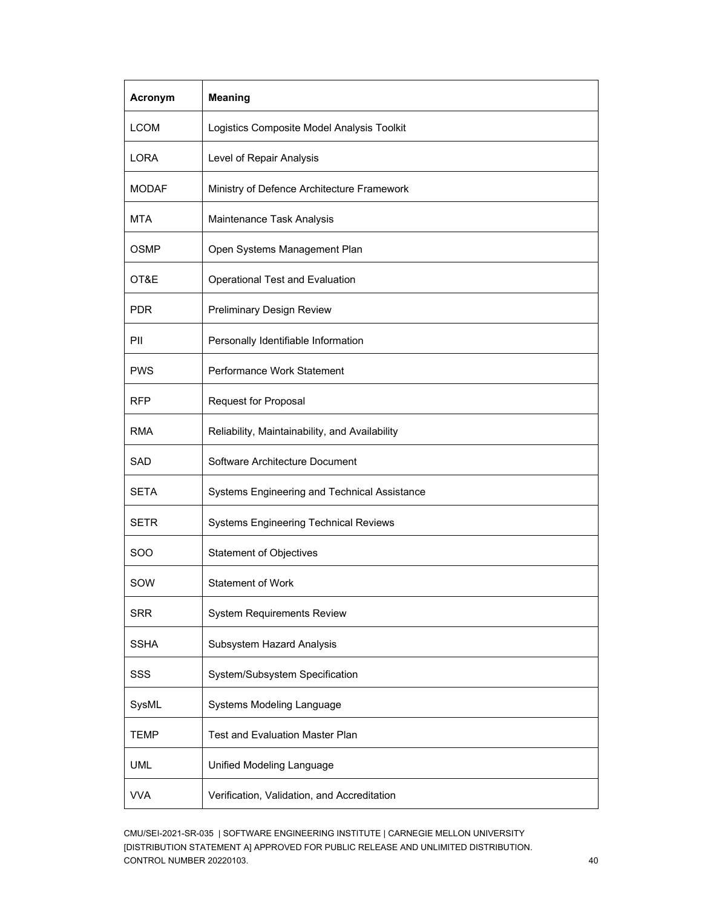| Acronym | Meaning |
|---|---|
| LCOM | Logistics Composite Model Analysis Toolkit |
| LORA | Level of Repair Analysis |
| MODAF | Ministry of Defence Architecture Framework |
| MTA | Maintenance Task Analysis |
| OSMP | Open Systems Management Plan |
| OT&E | Operational Test and Evaluation |
| PDR | Preliminary Design Review |
| PII | Personally Identifiable Information |
| PWS | Performance Work Statement |
| RFP | Request for Proposal |
| RMA | Reliability, Maintainability, and Availability |
| SAD | Software Architecture Document |
| SETA | Systems Engineering and Technical Assistance |
| SETR | Systems Engineering Technical Reviews |
| SOO | Statement of Objectives |
| SOW | Statement of Work |
| SRR | System Requirements Review |
| SSHA | Subsystem Hazard Analysis |
| SSS | System/Subsystem Specification |
| SysML | Systems Modeling Language |
| TEMP | Test and Evaluation Master Plan |
| UML | Unified Modeling Language |
| VVA | Verification, Validation, and Accreditation |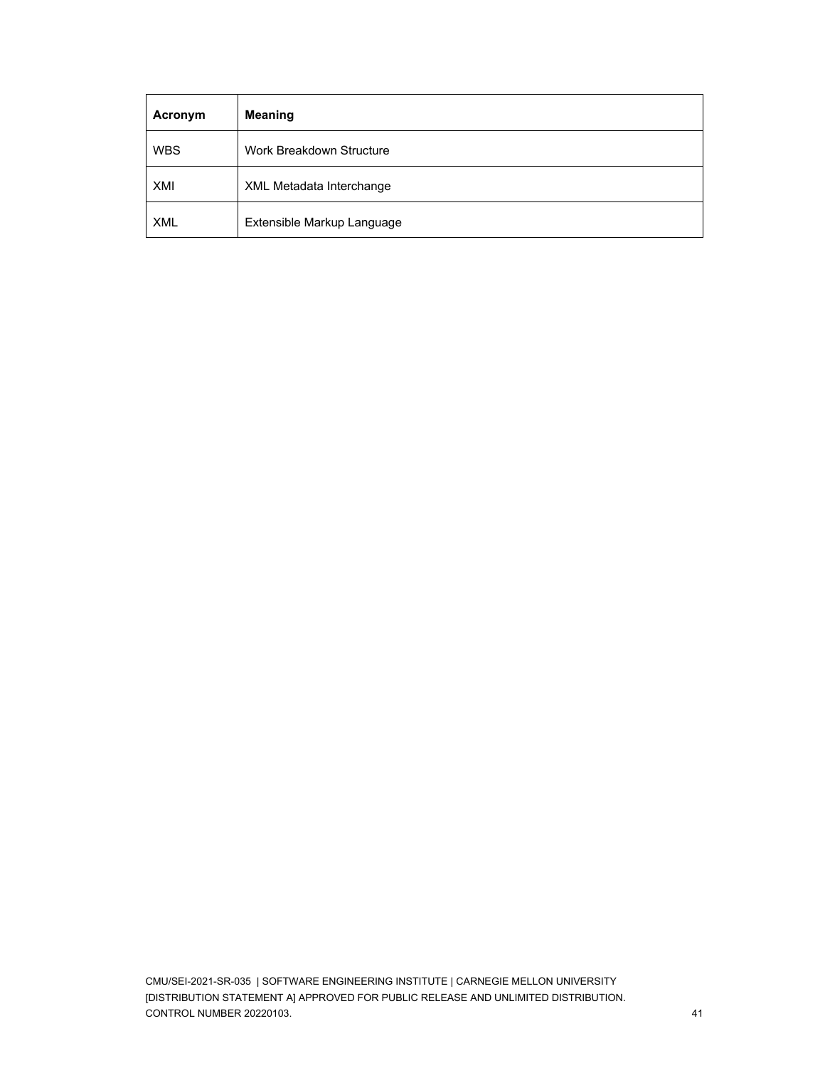| Acronym | Meaning |
| --- | --- |
| WBS | Work Breakdown Structure |
| XMI | XML Metadata Interchange |
| XML | Extensible Markup Language |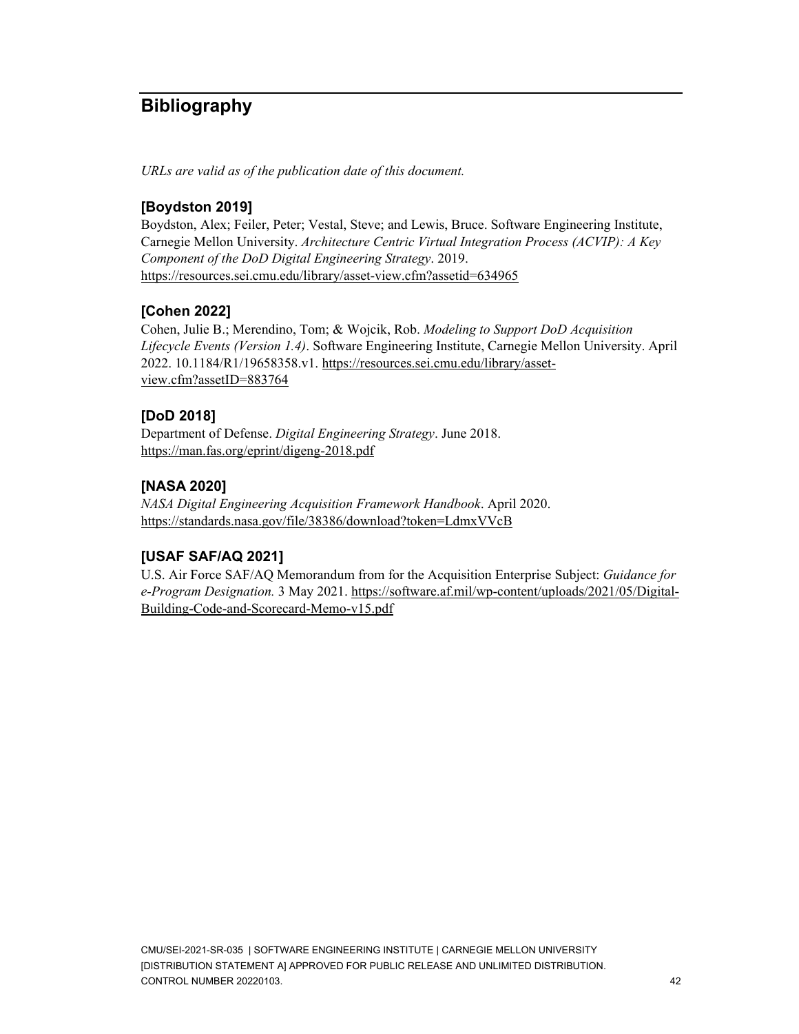# Bibliography

*URLs are valid as of the publication date of this document.*

### [Boydston 2019]

Boydston, Alex; Feiler, Peter; Vestal, Steve; and Lewis, Bruce. Software Engineering Institute, Carnegie Mellon University. *Architecture Centric Virtual Integration Process (ACVIP): A Key Component of the DoD Digital Engineering Strategy*. 2019. https://resources.sei.cmu.edu/library/asset-view.cfm?assetid=634965

### [Cohen 2022]

Cohen, Julie B.; Merendino, Tom; & Wojcik, Rob. *Modeling to Support DoD Acquisition Lifecycle Events (Version 1.4)*. Software Engineering Institute, Carnegie Mellon University. April 2022. 10.1184/R1/19658358.v1. https://resources.sei.cmu.edu/library/asset-view.cfm?assetID=883764

### [DoD 2018]

Department of Defense. *Digital Engineering Strategy*. June 2018. https://man.fas.org/eprint/digeng-2018.pdf

### [NASA 2020]

*NASA Digital Engineering Acquisition Framework Handbook*. April 2020. https://standards.nasa.gov/file/38386/download?token=LdmxVVcB

### [USAF SAF/AQ 2021]

U.S. Air Force SAF/AQ Memorandum from for the Acquisition Enterprise Subject: *Guidance for e-Program Designation.* 3 May 2021. https://software.af.mil/wp-content/uploads/2021/05/Digital-Building-Code-and-Scorecard-Memo-v15.pdf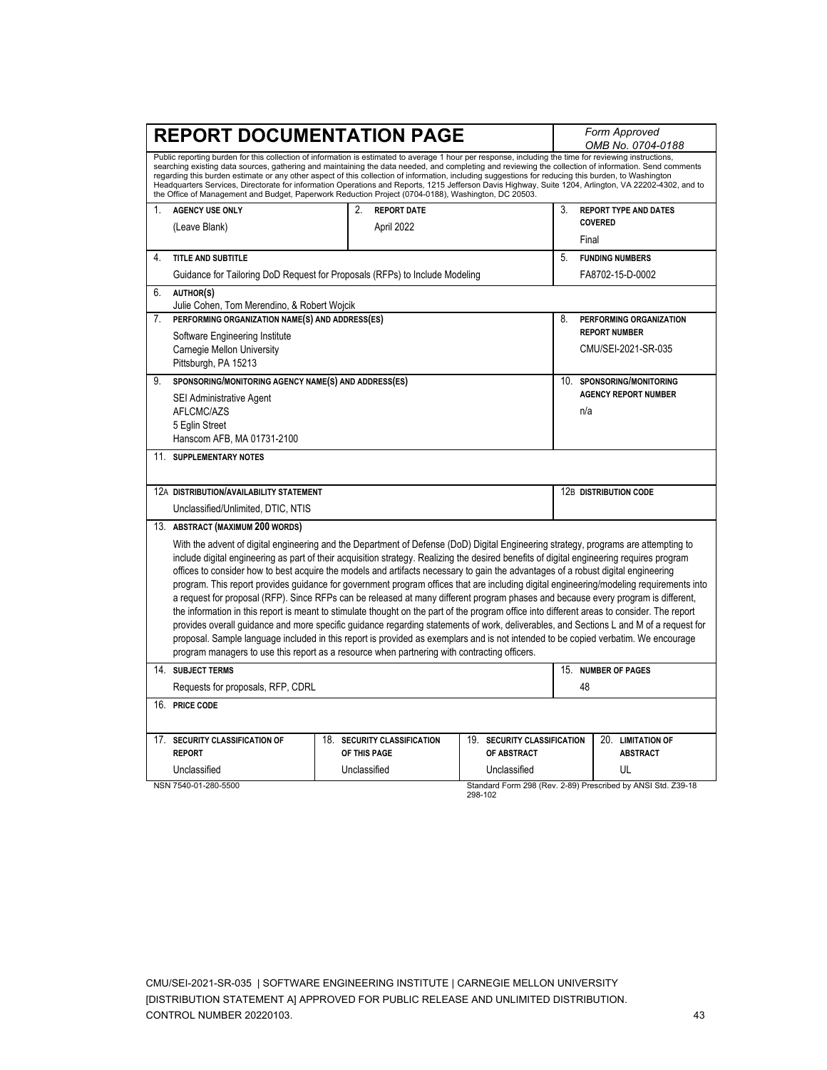# REPORT DOCUMENTATION PAGE

*Form Approved*
*OMB No. 0704-0188*

Public reporting burden for this collection of information is estimated to average 1 hour per response, including the time for reviewing instructions, searching existing data sources, gathering and maintaining the data needed, and completing and reviewing the collection of information. Send comments regarding this burden estimate or any other aspect of this collection of information, including suggestions for reducing this burden, to Washington Headquarters Services, Directorate for information Operations and Reports, 1215 Jefferson Davis Highway, Suite 1204, Arlington, VA 22202-4302, and to the Office of Management and Budget, Paperwork Reduction Project (0704-0188), Washington, DC 20503.

| | | |
|---|---|---|
| 1. **AGENCY USE ONLY**<br>(Leave Blank) | 2. **REPORT DATE**<br>April 2022 | 3. **REPORT TYPE AND DATES COVERED**<br>Final |
| 4. **TITLE AND SUBTITLE**<br>Guidance for Tailoring DoD Request for Proposals (RFPs) to Include Modeling | | 5. **FUNDING NUMBERS**<br>FA8702-15-D-0002 |
| 6. **AUTHOR(S)**<br>Julie Cohen, Tom Merendino, & Robert Wojcik | | |
| 7. **PERFORMING ORGANIZATION NAME(S) AND ADDRESS(ES)**<br>Software Engineering Institute<br>Carnegie Mellon University<br>Pittsburgh, PA 15213 | | 8. **PERFORMING ORGANIZATION REPORT NUMBER**<br>CMU/SEI-2021-SR-035 |
| 9. **SPONSORING/MONITORING AGENCY NAME(S) AND ADDRESS(ES)**<br>SEI Administrative Agent<br>AFLCMC/AZS<br>5 Eglin Street<br>Hanscom AFB, MA 01731-2100 | | 10. **SPONSORING/MONITORING AGENCY REPORT NUMBER**<br>n/a |
| 11. **SUPPLEMENTARY NOTES** | | |
| 12A **DISTRIBUTION/AVAILABILITY STATEMENT**<br>Unclassified/Unlimited, DTIC, NTIS | | 12B **DISTRIBUTION CODE** |

13. **ABSTRACT (MAXIMUM 200 WORDS)**

With the advent of digital engineering and the Department of Defense (DoD) Digital Engineering strategy, programs are attempting to include digital engineering as part of their acquisition strategy. Realizing the desired benefits of digital engineering requires program offices to consider how to best acquire the models and artifacts necessary to gain the advantages of a robust digital engineering program. This report provides guidance for government program offices that are including digital engineering/modeling requirements into a request for proposal (RFP). Since RFPs can be released at many different program phases and because every program is different, the information in this report is meant to stimulate thought on the part of the program office into different areas to consider. The report provides overall guidance and more specific guidance regarding statements of work, deliverables, and Sections L and M of a request for proposal. Sample language included in this report is provided as exemplars and is not intended to be copied verbatim. We encourage program managers to use this report as a resource when partnering with contracting officers.

| | |
|---|---|
| 14. **SUBJECT TERMS**<br>Requests for proposals, RFP, CDRL | 15. **NUMBER OF PAGES**<br>48 |
| 16. **PRICE CODE** | |

| 17. **SECURITY CLASSIFICATION OF REPORT** | 18. **SECURITY CLASSIFICATION OF THIS PAGE** | 19. **SECURITY CLASSIFICATION OF ABSTRACT** | 20. **LIMITATION OF ABSTRACT** |
|---|---|---|---|
| Unclassified | Unclassified | Unclassified | UL |

NSN 7540-01-280-5500

Standard Form 298 (Rev. 2-89) Prescribed by ANSI Std. Z39-18
298-102